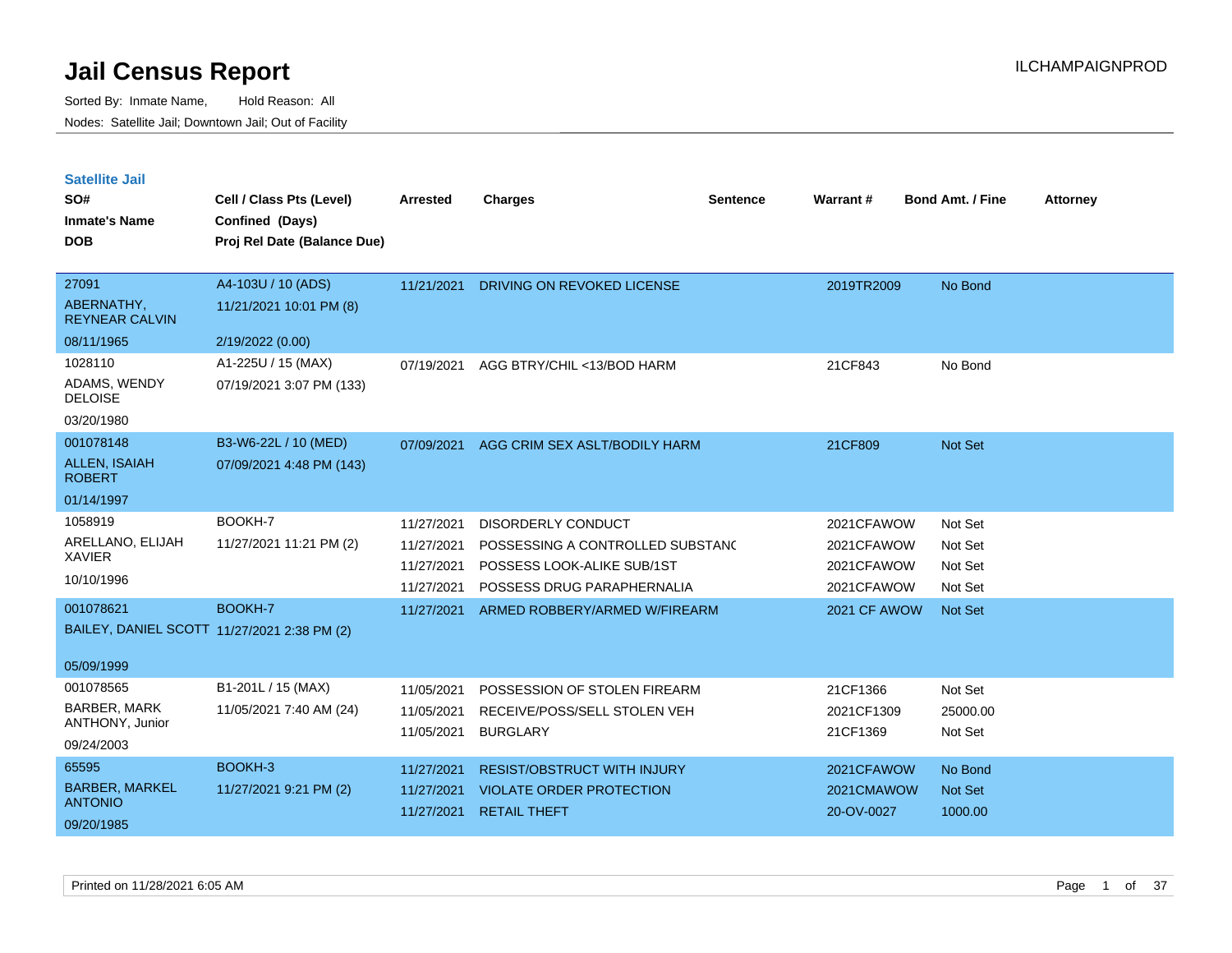# Jail Census Report

Sorted By: Inmate Name, Hold Reason: All

Nodes: Satellite Jail; Downtown Jail; Out of Facility

## Satellite Jail

| SO# / Inmate's Name / DOB | Cell / Class Pts (Level) / Confined (Days) / Proj Rel Date (Balance Due) | Arrested | Charges | Sentence | Warrant # | Bond Amt. / Fine | Attorney |
|---|---|---|---|---|---|---|---|
| 27091<br>ABERNATHY, REYNEAR CALVIN<br>08/11/1965 | A4-103U / 10 (ADS)<br>11/21/2021 10:01 PM (8)<br>2/19/2022 (0.00) | 11/21/2021 | DRIVING ON REVOKED LICENSE | | 2019TR2009 | No Bond | |
| 1028110<br>ADAMS, WENDY DELOISE<br>03/20/1980 | A1-225U / 15 (MAX)<br>07/19/2021 3:07 PM (133) | 07/19/2021 | AGG BTRY/CHIL <13/BOD HARM | | 21CF843 | No Bond | |
| 001078148<br>ALLEN, ISAIAH ROBERT<br>01/14/1997 | B3-W6-22L / 10 (MED)<br>07/09/2021 4:48 PM (143) | 07/09/2021 | AGG CRIM SEX ASLT/BODILY HARM | | 21CF809 | Not Set | |
| 1058919<br>ARELLANO, ELIJAH XAVIER<br>10/10/1996 | BOOKH-7<br>11/27/2021 11:21 PM (2) | 11/27/2021 | DISORDERLY CONDUCT | | 2021CFAWOW | Not Set | |
| | | 11/27/2021 | POSSESSING A CONTROLLED SUBSTANC | | 2021CFAWOW | Not Set | |
| | | 11/27/2021 | POSSESS LOOK-ALIKE SUB/1ST | | 2021CFAWOW | Not Set | |
| | | 11/27/2021 | POSSESS DRUG PARAPHERNALIA | | 2021CFAWOW | Not Set | |
| 001078621<br>BAILEY, DANIEL SCOTT<br>05/09/1999 | BOOKH-7<br>11/27/2021 2:38 PM (2) | 11/27/2021 | ARMED ROBBERY/ARMED W/FIREARM | | 2021 CF AWOW | Not Set | |
| 001078565<br>BARBER, MARK ANTHONY, Junior<br>09/24/2003 | B1-201L / 15 (MAX)<br>11/05/2021 7:40 AM (24) | 11/05/2021 | POSSESSION OF STOLEN FIREARM | | 21CF1366 | Not Set | |
| | | 11/05/2021 | RECEIVE/POSS/SELL STOLEN VEH | | 2021CF1309 | 25000.00 | |
| | | 11/05/2021 | BURGLARY | | 21CF1369 | Not Set | |
| 65595<br>BARBER, MARKEL ANTONIO<br>09/20/1985 | BOOKH-3<br>11/27/2021 9:21 PM (2) | 11/27/2021 | RESIST/OBSTRUCT WITH INJURY | | 2021CFAWOW | No Bond | |
| | | 11/27/2021 | VIOLATE ORDER PROTECTION | | 2021CMAWOW | Not Set | |
| | | 11/27/2021 | RETAIL THEFT | | 20-OV-0027 | 1000.00 | |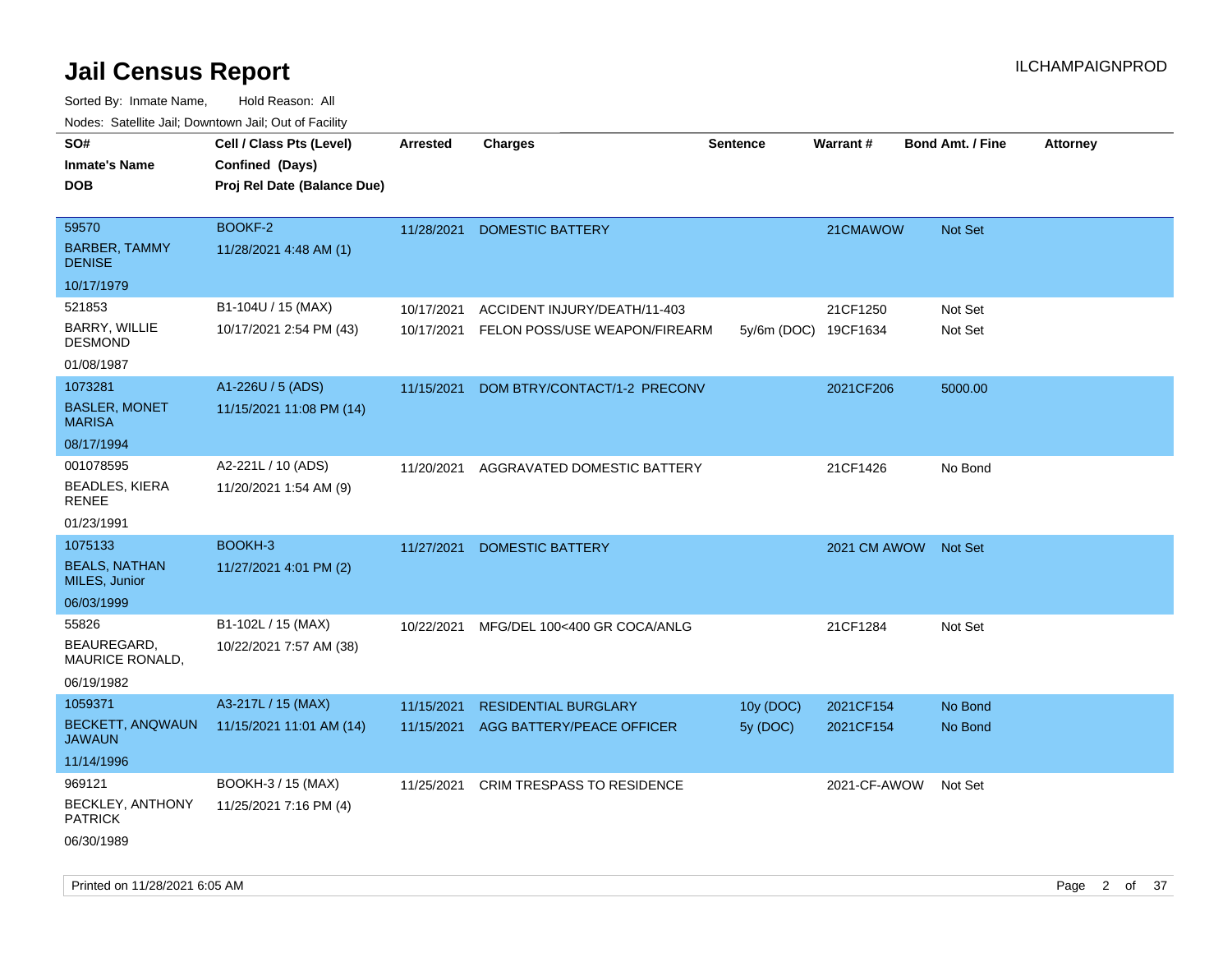# Jail Census Report

ILCHAMPAIGNPROD

Sorted By: Inmate Name, Hold Reason: All

Nodes: Satellite Jail; Downtown Jail; Out of Facility

| SO# / Inmate's Name / DOB | Cell / Class Pts (Level) / Confined (Days) / Proj Rel Date (Balance Due) | Arrested | Charges | Sentence | Warrant # | Bond Amt. / Fine | Attorney |
|---|---|---|---|---|---|---|---|
| 59570<br>BARBER, TAMMY DENISE<br>10/17/1979 | BOOKF-2<br>11/28/2021 4:48 AM (1) | 11/28/2021 | DOMESTIC BATTERY | | 21CMAWOW | Not Set | |
| 521853<br>BARRY, WILLIE DESMOND<br>01/08/1987 | B1-104U / 15 (MAX)<br>10/17/2021 2:54 PM (43) | 10/17/2021 | ACCIDENT INJURY/DEATH/11-403 | | 21CF1250 | Not Set | |
| | | 10/17/2021 | FELON POSS/USE WEAPON/FIREARM | 5y/6m (DOC) | 19CF1634 | Not Set | |
| 1073281<br>BASLER, MONET MARISA<br>08/17/1994 | A1-226U / 5 (ADS)<br>11/15/2021 11:08 PM (14) | 11/15/2021 | DOM BTRY/CONTACT/1-2 PRECONV | | 2021CF206 | 5000.00 | |
| 001078595<br>BEADLES, KIERA RENEE<br>01/23/1991 | A2-221L / 10 (ADS)<br>11/20/2021 1:54 AM (9) | 11/20/2021 | AGGRAVATED DOMESTIC BATTERY | | 21CF1426 | No Bond | |
| 1075133<br>BEALS, NATHAN MILES, Junior<br>06/03/1999 | BOOKH-3<br>11/27/2021 4:01 PM (2) | 11/27/2021 | DOMESTIC BATTERY | | 2021 CM AWOW | Not Set | |
| 55826<br>BEAUREGARD, MAURICE RONALD,<br>06/19/1982 | B1-102L / 15 (MAX)<br>10/22/2021 7:57 AM (38) | 10/22/2021 | MFG/DEL 100<400 GR COCA/ANLG | | 21CF1284 | Not Set | |
| 1059371<br>BECKETT, ANQWAUN JAWAUN<br>11/14/1996 | A3-217L / 15 (MAX)<br>11/15/2021 11:01 AM (14) | 11/15/2021 | RESIDENTIAL BURGLARY | 10y (DOC) | 2021CF154 | No Bond | |
| | | 11/15/2021 | AGG BATTERY/PEACE OFFICER | 5y (DOC) | 2021CF154 | No Bond | |
| 969121<br>BECKLEY, ANTHONY PATRICK<br>06/30/1989 | BOOKH-3 / 15 (MAX)<br>11/25/2021 7:16 PM (4) | 11/25/2021 | CRIM TRESPASS TO RESIDENCE | | 2021-CF-AWOW | Not Set | |

Printed on 11/28/2021 6:05 AM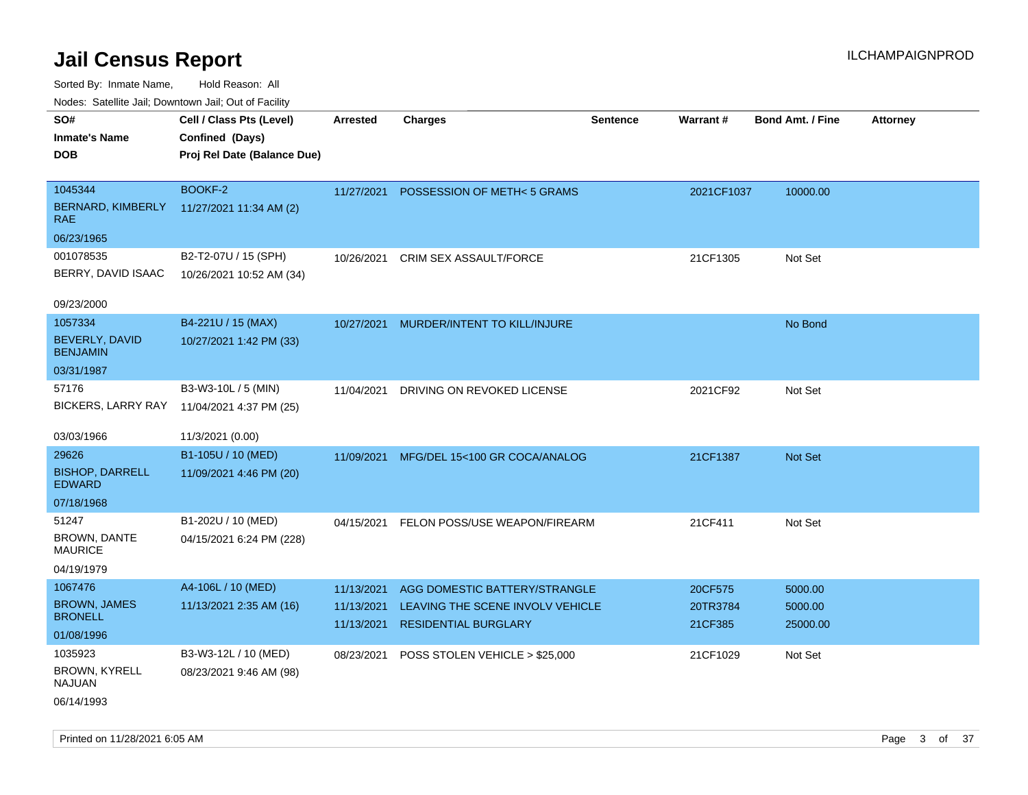# Jail Census Report

ILCHAMPAIGNPROD

Sorted By: Inmate Name, Hold Reason: All

Nodes: Satellite Jail; Downtown Jail; Out of Facility

| SO# / Inmate's Name / DOB | Cell / Class Pts (Level) / Confined (Days) / Proj Rel Date (Balance Due) | Arrested | Charges | Sentence | Warrant # | Bond Amt. / Fine | Attorney |
|---|---|---|---|---|---|---|---|
| 1045344<br>BERNARD, KIMBERLY RAE<br>06/23/1965 | BOOKF-2<br>11/27/2021 11:34 AM (2) | 11/27/2021 | POSSESSION OF METH< 5 GRAMS | | 2021CF1037 | 10000.00 | |
| 001078535<br>BERRY, DAVID ISAAC<br>09/23/2000 | B2-T2-07U / 15 (SPH)<br>10/26/2021 10:52 AM (34) | 10/26/2021 | CRIM SEX ASSAULT/FORCE | | 21CF1305 | Not Set | |
| 1057334<br>BEVERLY, DAVID BENJAMIN<br>03/31/1987 | B4-221U / 15 (MAX)<br>10/27/2021 1:42 PM (33) | 10/27/2021 | MURDER/INTENT TO KILL/INJURE | | | No Bond | |
| 57176<br>BICKERS, LARRY RAY<br>03/03/1966 | B3-W3-10L / 5 (MIN)<br>11/04/2021 4:37 PM (25)<br>11/3/2021 (0.00) | 11/04/2021 | DRIVING ON REVOKED LICENSE | | 2021CF92 | Not Set | |
| 29626<br>BISHOP, DARRELL EDWARD<br>07/18/1968 | B1-105U / 10 (MED)<br>11/09/2021 4:46 PM (20) | 11/09/2021 | MFG/DEL 15<100 GR COCA/ANALOG | | 21CF1387 | Not Set | |
| 51247<br>BROWN, DANTE MAURICE<br>04/19/1979 | B1-202U / 10 (MED)<br>04/15/2021 6:24 PM (228) | 04/15/2021 | FELON POSS/USE WEAPON/FIREARM | | 21CF411 | Not Set | |
| 1067476<br>BROWN, JAMES BRONELL<br>01/08/1996 | A4-106L / 10 (MED)<br>11/13/2021 2:35 AM (16) | 11/13/2021 | AGG DOMESTIC BATTERY/STRANGLE | | 20CF575 | 5000.00 | |
| | | 11/13/2021 | LEAVING THE SCENE INVOLV VEHICLE | | 20TR3784 | 5000.00 | |
| | | 11/13/2021 | RESIDENTIAL BURGLARY | | 21CF385 | 25000.00 | |
| 1035923<br>BROWN, KYRELL NAJUAN<br>06/14/1993 | B3-W3-12L / 10 (MED)<br>08/23/2021 9:46 AM (98) | 08/23/2021 | POSS STOLEN VEHICLE > $25,000 | | 21CF1029 | Not Set | |

Printed on 11/28/2021 6:05 AM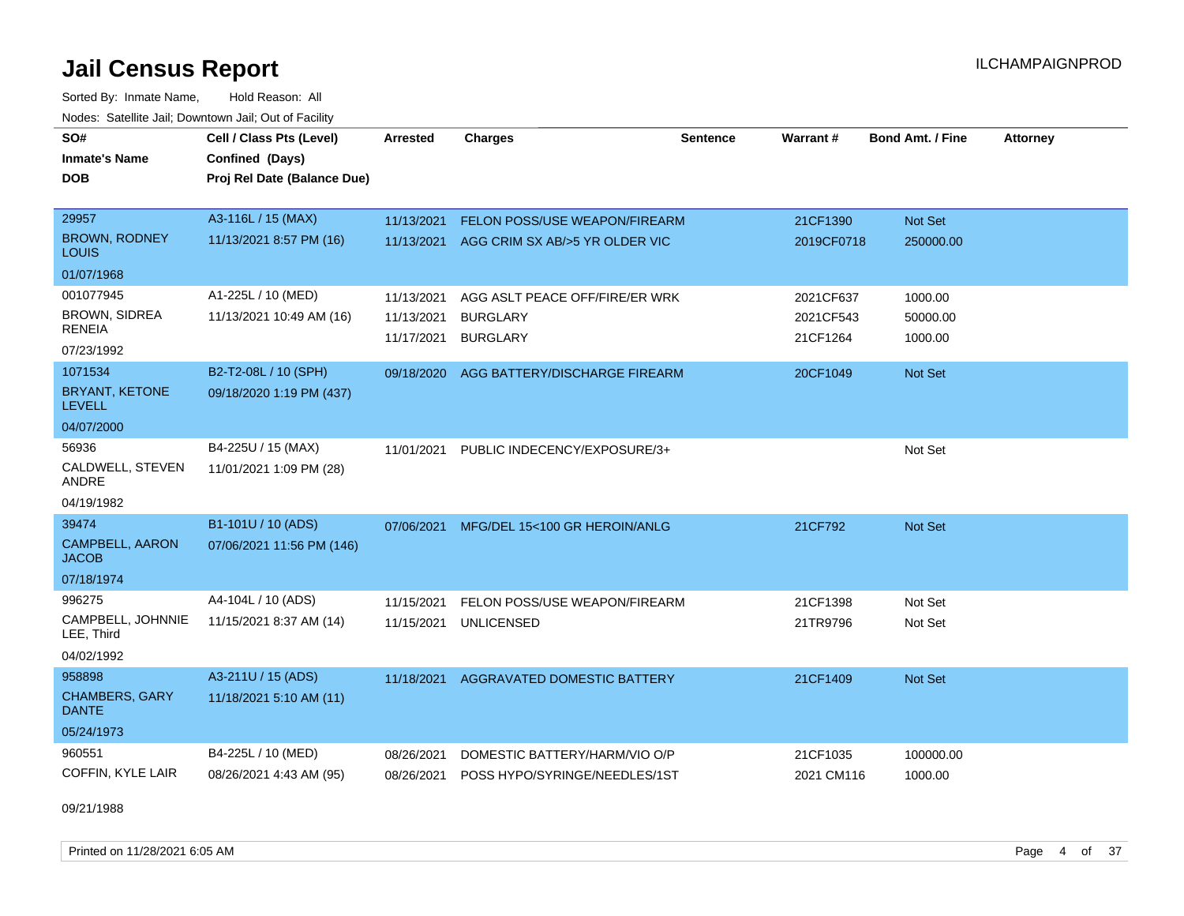# Jail Census Report

ILCHAMPAIGNPROD

Sorted By: Inmate Name, Hold Reason: All

Nodes: Satellite Jail; Downtown Jail; Out of Facility

| SO#<br>Inmate's Name<br>DOB | Cell / Class Pts (Level)<br>Confined (Days)<br>Proj Rel Date (Balance Due) | Arrested | Charges | Sentence | Warrant # | Bond Amt. / Fine | Attorney |
|---|---|---|---|---|---|---|---|
| 29957<br>BROWN, RODNEY LOUIS<br>01/07/1968 | A3-116L / 15 (MAX)<br>11/13/2021 8:57 PM (16) | 11/13/2021<br>11/13/2021 | FELON POSS/USE WEAPON/FIREARM<br>AGG CRIM SX AB/>5 YR OLDER VIC | | 21CF1390<br>2019CF0718 | Not Set<br>250000.00 | |
| 001077945<br>BROWN, SIDREA RENEIA<br>07/23/1992 | A1-225L / 10 (MED)<br>11/13/2021 10:49 AM (16) | 11/13/2021<br>11/13/2021<br>11/17/2021 | AGG ASLT PEACE OFF/FIRE/ER WRK<br>BURGLARY<br>BURGLARY | | 2021CF637<br>2021CF543<br>21CF1264 | 1000.00<br>50000.00<br>1000.00 | |
| 1071534<br>BRYANT, KETONE LEVELL<br>04/07/2000 | B2-T2-08L / 10 (SPH)<br>09/18/2020 1:19 PM (437) | 09/18/2020 | AGG BATTERY/DISCHARGE FIREARM | | 20CF1049 | Not Set | |
| 56936<br>CALDWELL, STEVEN ANDRE<br>04/19/1982 | B4-225U / 15 (MAX)<br>11/01/2021 1:09 PM (28) | 11/01/2021 | PUBLIC INDECENCY/EXPOSURE/3+ | | | Not Set | |
| 39474<br>CAMPBELL, AARON JACOB<br>07/18/1974 | B1-101U / 10 (ADS)<br>07/06/2021 11:56 PM (146) | 07/06/2021 | MFG/DEL 15<100 GR HEROIN/ANLG | | 21CF792 | Not Set | |
| 996275<br>CAMPBELL, JOHNNIE LEE, Third<br>04/02/1992 | A4-104L / 10 (ADS)<br>11/15/2021 8:37 AM (14) | 11/15/2021<br>11/15/2021 | FELON POSS/USE WEAPON/FIREARM<br>UNLICENSED | | 21CF1398<br>21TR9796 | Not Set<br>Not Set | |
| 958898<br>CHAMBERS, GARY DANTE<br>05/24/1973 | A3-211U / 15 (ADS)<br>11/18/2021 5:10 AM (11) | 11/18/2021 | AGGRAVATED DOMESTIC BATTERY | | 21CF1409 | Not Set | |
| 960551<br>COFFIN, KYLE LAIR<br>09/21/1988 | B4-225L / 10 (MED)<br>08/26/2021 4:43 AM (95) | 08/26/2021<br>08/26/2021 | DOMESTIC BATTERY/HARM/VIO O/P<br>POSS HYPO/SYRINGE/NEEDLES/1ST | | 21CF1035<br>2021 CM116 | 100000.00<br>1000.00 | |

Printed on 11/28/2021 6:05 AM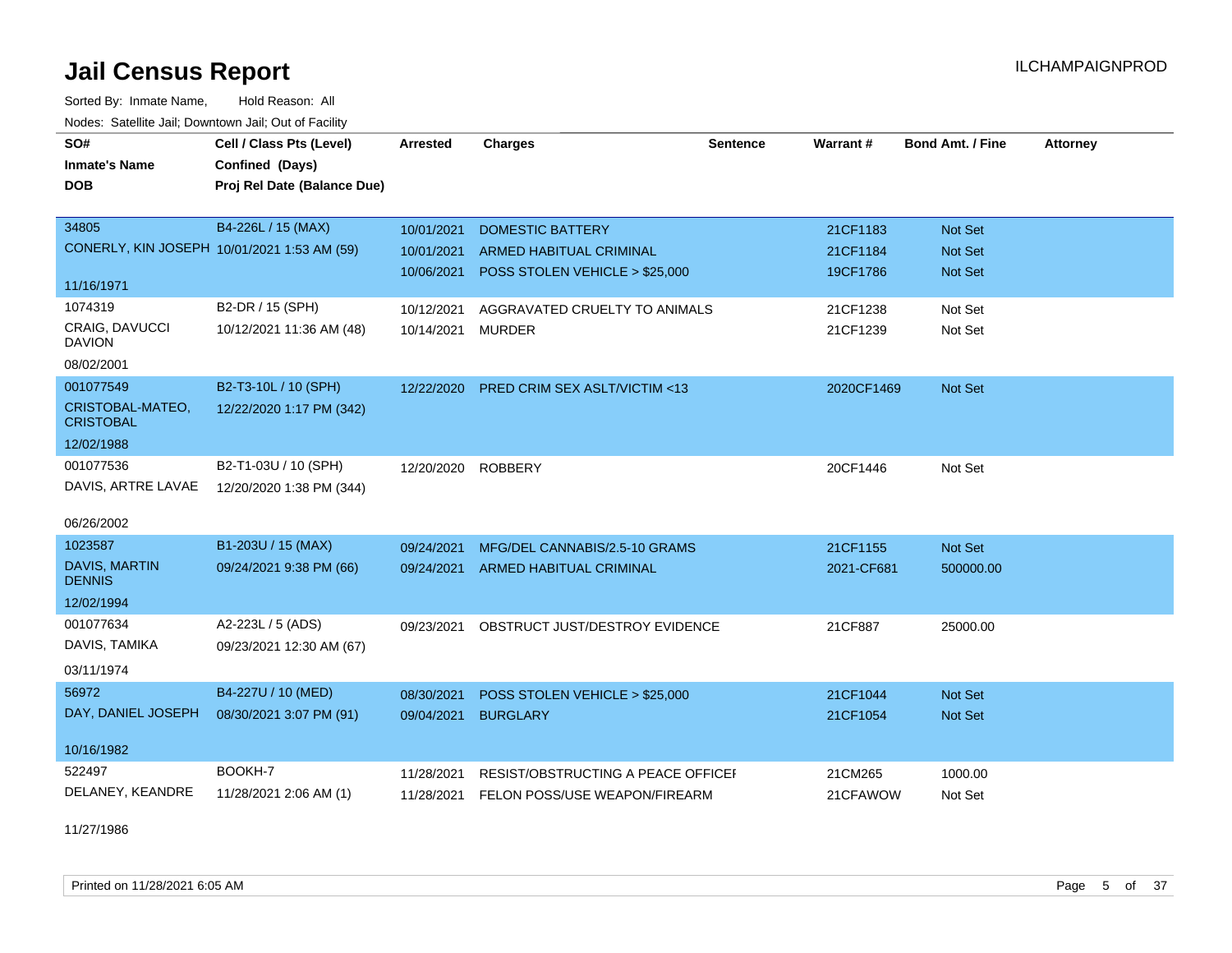# Jail Census Report

ILCHAMPAIGNPROD

Sorted By: Inmate Name, Hold Reason: All

Nodes: Satellite Jail; Downtown Jail; Out of Facility

| SO# / Inmate's Name / DOB | Cell / Class Pts (Level) / Confined (Days) / Proj Rel Date (Balance Due) | Arrested | Charges | Sentence | Warrant # | Bond Amt. / Fine | Attorney |
|---|---|---|---|---|---|---|---|
| 34805<br>CONERLY, KIN JOSEPH<br>11/16/1971 | B4-226L / 15 (MAX)<br>10/01/2021 1:53 AM (59) | 10/01/2021<br>10/01/2021<br>10/06/2021 | DOMESTIC BATTERY<br>ARMED HABITUAL CRIMINAL<br>POSS STOLEN VEHICLE > $25,000 | | 21CF1183<br>21CF1184<br>19CF1786 | Not Set<br>Not Set<br>Not Set | |
| 1074319<br>CRAIG, DAVUCCI DAVION<br>08/02/2001 | B2-DR / 15 (SPH)<br>10/12/2021 11:36 AM (48) | 10/12/2021<br>10/14/2021 | AGGRAVATED CRUELTY TO ANIMALS<br>MURDER | | 21CF1238<br>21CF1239 | Not Set<br>Not Set | |
| 001077549<br>CRISTOBAL-MATEO, CRISTOBAL<br>12/02/1988 | B2-T3-10L / 10 (SPH)<br>12/22/2020 1:17 PM (342) | 12/22/2020 | PRED CRIM SEX ASLT/VICTIM <13 | | 2020CF1469 | Not Set | |
| 001077536<br>DAVIS, ARTRE LAVAE<br>06/26/2002 | B2-T1-03U / 10 (SPH)<br>12/20/2020 1:38 PM (344) | 12/20/2020 | ROBBERY | | 20CF1446 | Not Set | |
| 1023587<br>DAVIS, MARTIN DENNIS<br>12/02/1994 | B1-203U / 15 (MAX)<br>09/24/2021 9:38 PM (66) | 09/24/2021<br>09/24/2021 | MFG/DEL CANNABIS/2.5-10 GRAMS<br>ARMED HABITUAL CRIMINAL | | 21CF1155<br>2021-CF681 | Not Set<br>500000.00 | |
| 001077634<br>DAVIS, TAMIKA<br>03/11/1974 | A2-223L / 5 (ADS)<br>09/23/2021 12:30 AM (67) | 09/23/2021 | OBSTRUCT JUST/DESTROY EVIDENCE | | 21CF887 | 25000.00 | |
| 56972<br>DAY, DANIEL JOSEPH<br>10/16/1982 | B4-227U / 10 (MED)<br>08/30/2021 3:07 PM (91) | 08/30/2021<br>09/04/2021 | POSS STOLEN VEHICLE > $25,000<br>BURGLARY | | 21CF1044<br>21CF1054 | Not Set<br>Not Set | |
| 522497<br>DELANEY, KEANDRE<br>11/27/1986 | BOOKH-7<br>11/28/2021 2:06 AM (1) | 11/28/2021<br>11/28/2021 | RESIST/OBSTRUCTING A PEACE OFFICEI<br>FELON POSS/USE WEAPON/FIREARM | | 21CM265<br>21CFAWOW | 1000.00<br>Not Set | |

Printed on 11/28/2021 6:05 AM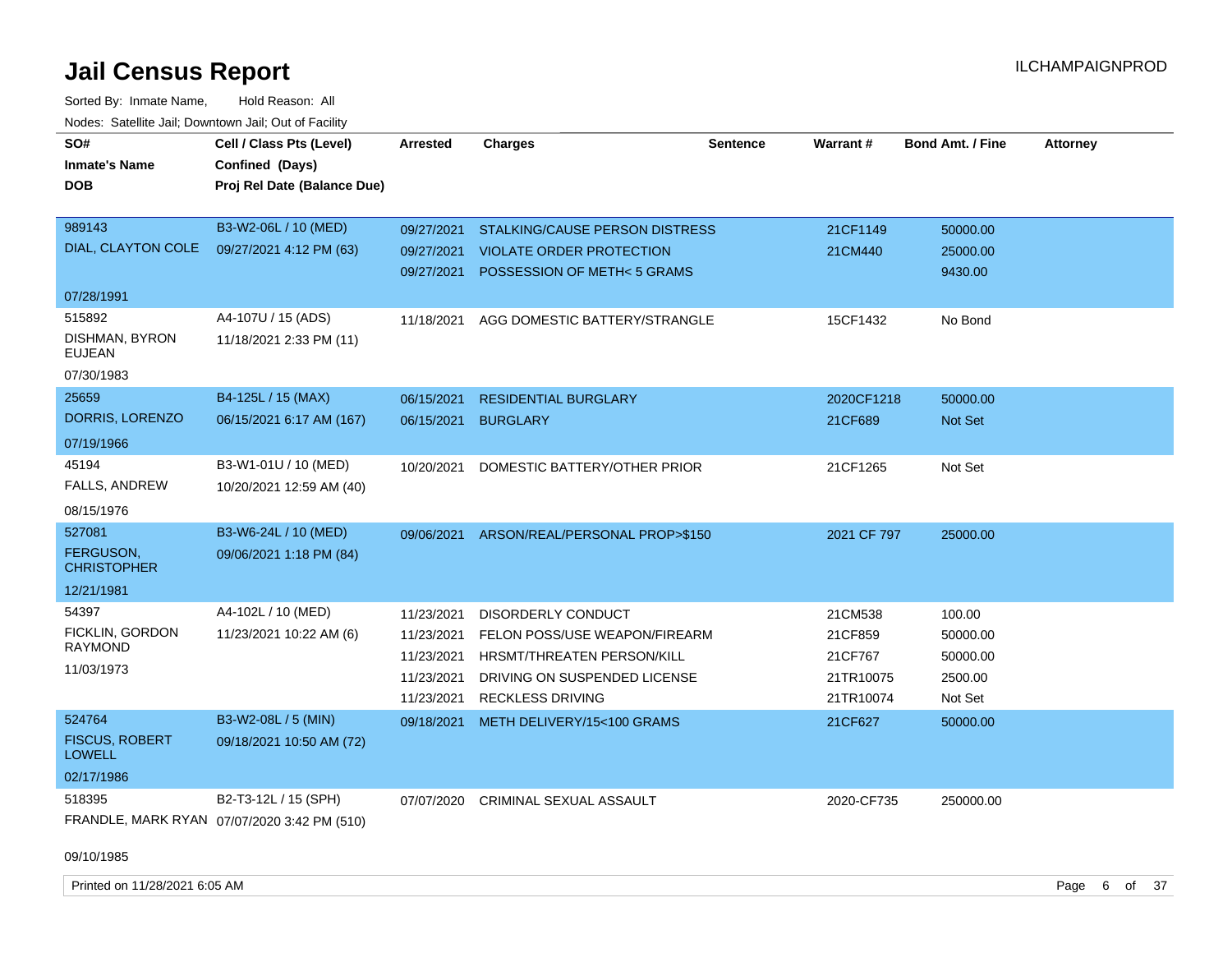# Jail Census Report

Sorted By: Inmate Name, Hold Reason: All

Nodes: Satellite Jail; Downtown Jail; Out of Facility

| SO# / Inmate's Name / DOB | Cell / Class Pts (Level) / Confined (Days) / Proj Rel Date (Balance Due) | Arrested | Charges | Sentence | Warrant # | Bond Amt. / Fine | Attorney |
|---|---|---|---|---|---|---|---|
| 989143<br>DIAL, CLAYTON COLE<br>07/28/1991 | B3-W2-06L / 10 (MED)<br>09/27/2021 4:12 PM (63) | 09/27/2021 | STALKING/CAUSE PERSON DISTRESS | | 21CF1149 | 50000.00 | |
| | | 09/27/2021 | VIOLATE ORDER PROTECTION | | 21CM440 | 25000.00 | |
| | | 09/27/2021 | POSSESSION OF METH< 5 GRAMS | | | 9430.00 | |
| 515892<br>DISHMAN, BYRON EUJEAN<br>07/30/1983 | A4-107U / 15 (ADS)<br>11/18/2021 2:33 PM (11) | 11/18/2021 | AGG DOMESTIC BATTERY/STRANGLE | | 15CF1432 | No Bond | |
| 25659<br>DORRIS, LORENZO<br>07/19/1966 | B4-125L / 15 (MAX)<br>06/15/2021 6:17 AM (167) | 06/15/2021 | RESIDENTIAL BURGLARY | | 2020CF1218 | 50000.00 | |
| | | 06/15/2021 | BURGLARY | | 21CF689 | Not Set | |
| 45194<br>FALLS, ANDREW<br>08/15/1976 | B3-W1-01U / 10 (MED)<br>10/20/2021 12:59 AM (40) | 10/20/2021 | DOMESTIC BATTERY/OTHER PRIOR | | 21CF1265 | Not Set | |
| 527081<br>FERGUSON, CHRISTOPHER<br>12/21/1981 | B3-W6-24L / 10 (MED)<br>09/06/2021 1:18 PM (84) | 09/06/2021 | ARSON/REAL/PERSONAL PROP>$150 | | 2021 CF 797 | 25000.00 | |
| 54397<br>FICKLIN, GORDON RAYMOND<br>11/03/1973 | A4-102L / 10 (MED)<br>11/23/2021 10:22 AM (6) | 11/23/2021 | DISORDERLY CONDUCT | | 21CM538 | 100.00 | |
| | | 11/23/2021 | FELON POSS/USE WEAPON/FIREARM | | 21CF859 | 50000.00 | |
| | | 11/23/2021 | HRSMT/THREATEN PERSON/KILL | | 21CF767 | 50000.00 | |
| | | 11/23/2021 | DRIVING ON SUSPENDED LICENSE | | 21TR10075 | 2500.00 | |
| | | 11/23/2021 | RECKLESS DRIVING | | 21TR10074 | Not Set | |
| 524764<br>FISCUS, ROBERT LOWELL<br>02/17/1986 | B3-W2-08L / 5 (MIN)<br>09/18/2021 10:50 AM (72) | 09/18/2021 | METH DELIVERY/15<100 GRAMS | | 21CF627 | 50000.00 | |
| 518395<br>FRANDLE, MARK RYAN<br>09/10/1985 | B2-T3-12L / 15 (SPH)<br>07/07/2020 3:42 PM (510) | 07/07/2020 | CRIMINAL SEXUAL ASSAULT | | 2020-CF735 | 250000.00 | |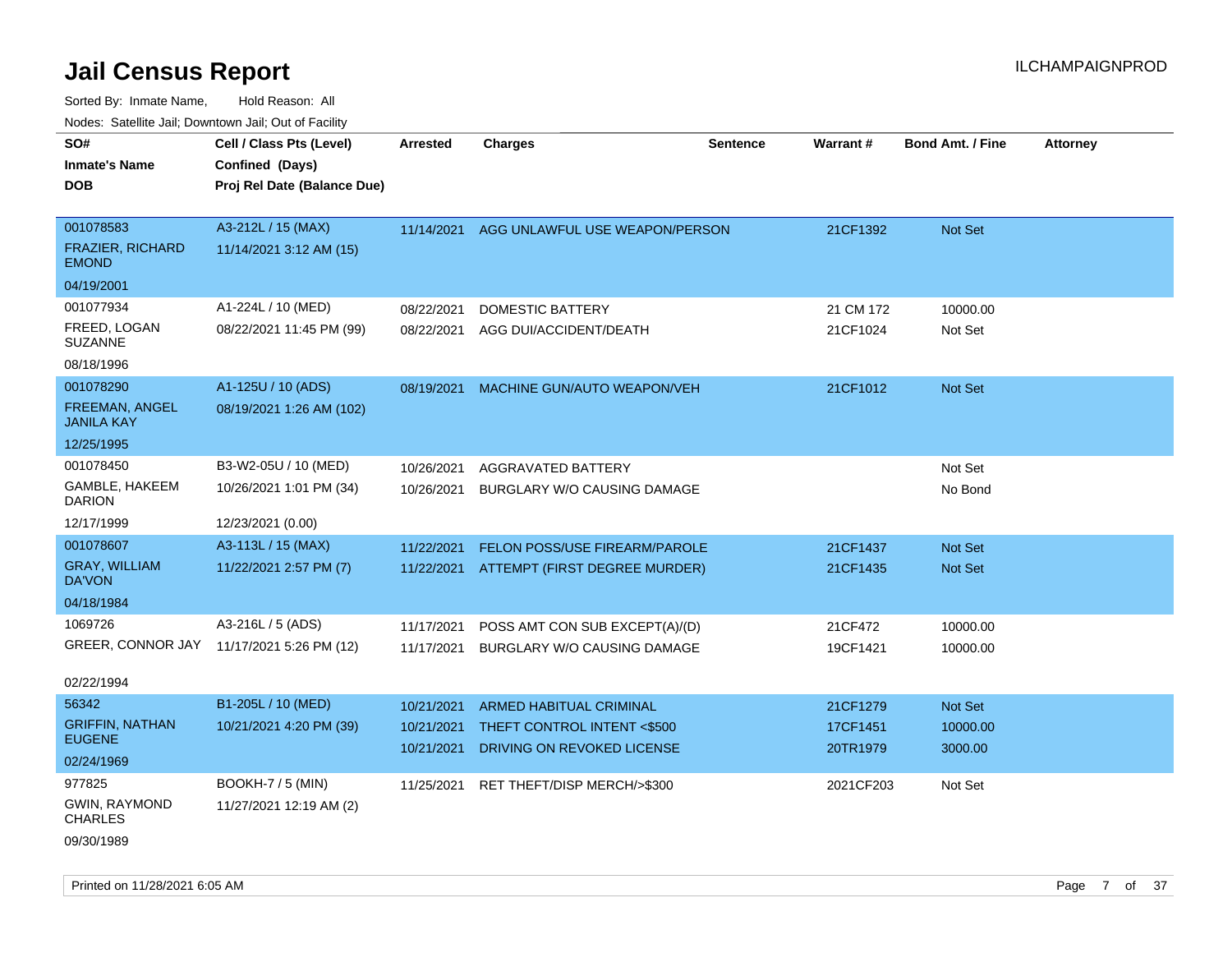# Jail Census Report

ILCHAMPAIGNPROD

Sorted By: Inmate Name, Hold Reason: All

Nodes: Satellite Jail; Downtown Jail; Out of Facility

| SO# / Inmate's Name / DOB | Cell / Class Pts (Level) / Confined (Days) / Proj Rel Date (Balance Due) | Arrested | Charges | Sentence | Warrant # | Bond Amt. / Fine | Attorney |
|---|---|---|---|---|---|---|---|
| 001078583<br>FRAZIER, RICHARD EMOND<br>04/19/2001 | A3-212L / 15 (MAX)<br>11/14/2021 3:12 AM (15) | 11/14/2021 | AGG UNLAWFUL USE WEAPON/PERSON | | 21CF1392 | Not Set | |
| 001077934<br>FREED, LOGAN SUZANNE<br>08/18/1996 | A1-224L / 10 (MED)<br>08/22/2021 11:45 PM (99) | 08/22/2021 | DOMESTIC BATTERY | | 21 CM 172 | 10000.00 | |
| | | 08/22/2021 | AGG DUI/ACCIDENT/DEATH | | 21CF1024 | Not Set | |
| 001078290<br>FREEMAN, ANGEL JANILA KAY<br>12/25/1995 | A1-125U / 10 (ADS)<br>08/19/2021 1:26 AM (102) | 08/19/2021 | MACHINE GUN/AUTO WEAPON/VEH | | 21CF1012 | Not Set | |
| 001078450<br>GAMBLE, HAKEEM DARION<br>12/17/1999 | B3-W2-05U / 10 (MED)<br>10/26/2021 1:01 PM (34)<br>12/23/2021 (0.00) | 10/26/2021 | AGGRAVATED BATTERY | | | Not Set | |
| | | 10/26/2021 | BURGLARY W/O CAUSING DAMAGE | | | No Bond | |
| 001078607<br>GRAY, WILLIAM DA'VON<br>04/18/1984 | A3-113L / 15 (MAX)<br>11/22/2021 2:57 PM (7) | 11/22/2021 | FELON POSS/USE FIREARM/PAROLE | | 21CF1437 | Not Set | |
| | | 11/22/2021 | ATTEMPT (FIRST DEGREE MURDER) | | 21CF1435 | Not Set | |
| 1069726<br>GREER, CONNOR JAY<br>02/22/1994 | A3-216L / 5 (ADS)<br>11/17/2021 5:26 PM (12) | 11/17/2021 | POSS AMT CON SUB EXCEPT(A)/(D) | | 21CF472 | 10000.00 | |
| | | 11/17/2021 | BURGLARY W/O CAUSING DAMAGE | | 19CF1421 | 10000.00 | |
| 56342<br>GRIFFIN, NATHAN EUGENE<br>02/24/1969 | B1-205L / 10 (MED)<br>10/21/2021 4:20 PM (39) | 10/21/2021 | ARMED HABITUAL CRIMINAL | | 21CF1279 | Not Set | |
| | | 10/21/2021 | THEFT CONTROL INTENT <$500 | | 17CF1451 | 10000.00 | |
| | | 10/21/2021 | DRIVING ON REVOKED LICENSE | | 20TR1979 | 3000.00 | |
| 977825<br>GWIN, RAYMOND CHARLES<br>09/30/1989 | BOOKH-7 / 5 (MIN)<br>11/27/2021 12:19 AM (2) | 11/25/2021 | RET THEFT/DISP MERCH/>$300 | | 2021CF203 | Not Set | |

Printed on 11/28/2021 6:05 AM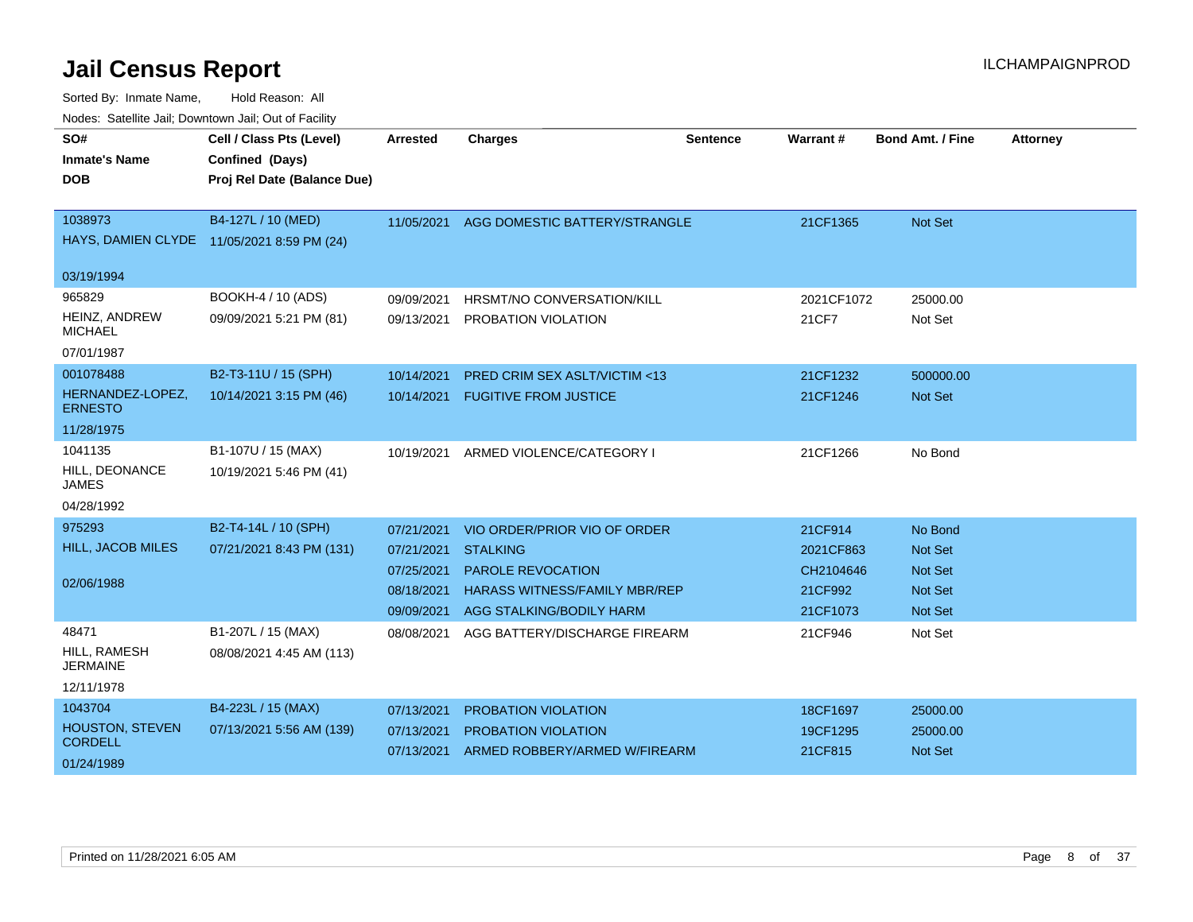# Jail Census Report

ILCHAMPAIGNPROD

Sorted By: Inmate Name, Hold Reason: All

Nodes: Satellite Jail; Downtown Jail; Out of Facility

| SO# / Inmate's Name / DOB | Cell / Class Pts (Level) / Confined (Days) / Proj Rel Date (Balance Due) | Arrested | Charges | Sentence | Warrant # | Bond Amt. / Fine | Attorney |
|---|---|---|---|---|---|---|---|
| 1038973<br>HAYS, DAMIEN CLYDE<br>03/19/1994 | B4-127L / 10 (MED)<br>11/05/2021 8:59 PM (24) | 11/05/2021 | AGG DOMESTIC BATTERY/STRANGLE | | 21CF1365 | Not Set | |
| 965829<br>HEINZ, ANDREW MICHAEL<br>07/01/1987 | BOOKH-4 / 10 (ADS)<br>09/09/2021 5:21 PM (81) | 09/09/2021 | HRSMT/NO CONVERSATION/KILL | | 2021CF1072 | 25000.00 | |
| | | 09/13/2021 | PROBATION VIOLATION | | 21CF7 | Not Set | |
| 001078488<br>HERNANDEZ-LOPEZ, ERNESTO<br>11/28/1975 | B2-T3-11U / 15 (SPH)<br>10/14/2021 3:15 PM (46) | 10/14/2021 | PRED CRIM SEX ASLT/VICTIM <13 | | 21CF1232 | 500000.00 | |
| | | 10/14/2021 | FUGITIVE FROM JUSTICE | | 21CF1246 | Not Set | |
| 1041135<br>HILL, DEONANCE JAMES<br>04/28/1992 | B1-107U / 15 (MAX)<br>10/19/2021 5:46 PM (41) | 10/19/2021 | ARMED VIOLENCE/CATEGORY I | | 21CF1266 | No Bond | |
| 975293<br>HILL, JACOB MILES<br>02/06/1988 | B2-T4-14L / 10 (SPH)<br>07/21/2021 8:43 PM (131) | 07/21/2021 | VIO ORDER/PRIOR VIO OF ORDER | | 21CF914 | No Bond | |
| | | 07/21/2021 | STALKING | | 2021CF863 | Not Set | |
| | | 07/25/2021 | PAROLE REVOCATION | | CH2104646 | Not Set | |
| | | 08/18/2021 | HARASS WITNESS/FAMILY MBR/REP | | 21CF992 | Not Set | |
| | | 09/09/2021 | AGG STALKING/BODILY HARM | | 21CF1073 | Not Set | |
| 48471<br>HILL, RAMESH JERMAINE<br>12/11/1978 | B1-207L / 15 (MAX)<br>08/08/2021 4:45 AM (113) | 08/08/2021 | AGG BATTERY/DISCHARGE FIREARM | | 21CF946 | Not Set | |
| 1043704<br>HOUSTON, STEVEN CORDELL<br>01/24/1989 | B4-223L / 15 (MAX)<br>07/13/2021 5:56 AM (139) | 07/13/2021 | PROBATION VIOLATION | | 18CF1697 | 25000.00 | |
| | | 07/13/2021 | PROBATION VIOLATION | | 19CF1295 | 25000.00 | |
| | | 07/13/2021 | ARMED ROBBERY/ARMED W/FIREARM | | 21CF815 | Not Set | |

Printed on 11/28/2021 6:05 AM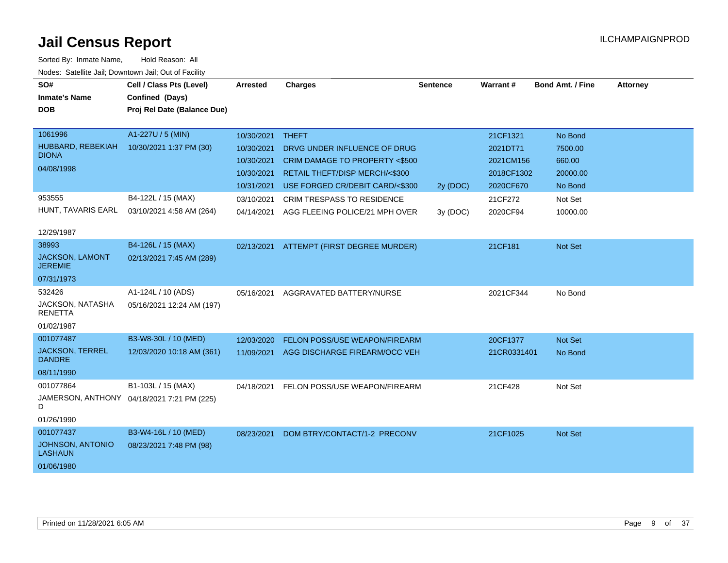# Jail Census Report

ILCHAMPAIGNPROD

Sorted By: Inmate Name, Hold Reason: All

Nodes: Satellite Jail; Downtown Jail; Out of Facility

| SO# / Inmate's Name / DOB | Cell / Class Pts (Level) / Confined (Days) / Proj Rel Date (Balance Due) | Arrested | Charges | Sentence | Warrant # | Bond Amt. / Fine | Attorney |
|---|---|---|---|---|---|---|---|
| 1061996<br>HUBBARD, REBEKIAH DIONA<br>04/08/1998 | A1-227U / 5 (MIN)<br>10/30/2021 1:37 PM (30) | 10/30/2021 | THEFT | | 21CF1321 | No Bond | |
| | | 10/30/2021 | DRVG UNDER INFLUENCE OF DRUG | | 2021DT71 | 7500.00 | |
| | | 10/30/2021 | CRIM DAMAGE TO PROPERTY <$500 | | 2021CM156 | 660.00 | |
| | | 10/30/2021 | RETAIL THEFT/DISP MERCH/<$300 | | 2018CF1302 | 20000.00 | |
| | | 10/31/2021 | USE FORGED CR/DEBIT CARD/<$300 | 2y (DOC) | 2020CF670 | No Bond | |
| 953555<br>HUNT, TAVARIS EARL<br>12/29/1987 | B4-122L / 15 (MAX)<br>03/10/2021 4:58 AM (264) | 03/10/2021 | CRIM TRESPASS TO RESIDENCE | | 21CF272 | Not Set | |
| | | 04/14/2021 | AGG FLEEING POLICE/21 MPH OVER | 3y (DOC) | 2020CF94 | 10000.00 | |
| 38993<br>JACKSON, LAMONT JEREMIE<br>07/31/1973 | B4-126L / 15 (MAX)<br>02/13/2021 7:45 AM (289) | 02/13/2021 | ATTEMPT (FIRST DEGREE MURDER) | | 21CF181 | Not Set | |
| 532426<br>JACKSON, NATASHA RENETTA<br>01/02/1987 | A1-124L / 10 (ADS)<br>05/16/2021 12:24 AM (197) | 05/16/2021 | AGGRAVATED BATTERY/NURSE | | 2021CF344 | No Bond | |
| 001077487<br>JACKSON, TERREL DANDRE<br>08/11/1990 | B3-W8-30L / 10 (MED)<br>12/03/2020 10:18 AM (361) | 12/03/2020 | FELON POSS/USE WEAPON/FIREARM | | 20CF1377 | Not Set | |
| | | 11/09/2021 | AGG DISCHARGE FIREARM/OCC VEH | | 21CR0331401 | No Bond | |
| 001077864<br>JAMERSON, ANTHONY D<br>01/26/1990 | B1-103L / 15 (MAX)<br>04/18/2021 7:21 PM (225) | 04/18/2021 | FELON POSS/USE WEAPON/FIREARM | | 21CF428 | Not Set | |
| 001077437<br>JOHNSON, ANTONIO LASHAUN<br>01/06/1980 | B3-W4-16L / 10 (MED)<br>08/23/2021 7:48 PM (98) | 08/23/2021 | DOM BTRY/CONTACT/1-2 PRECONV | | 21CF1025 | Not Set | |

Printed on 11/28/2021 6:05 AM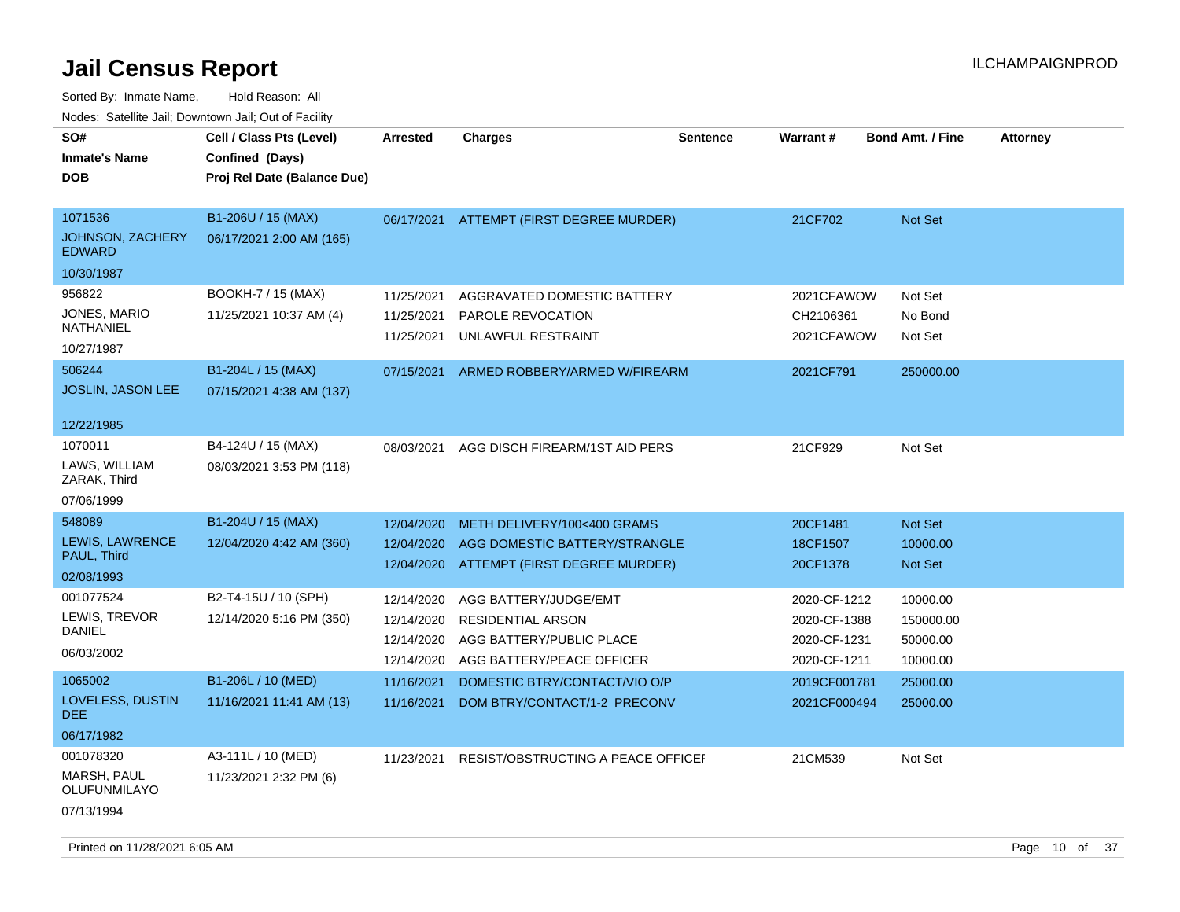# Jail Census Report

ILCHAMPAIGNPROD

Sorted By: Inmate Name, Hold Reason: All

Nodes: Satellite Jail; Downtown Jail; Out of Facility

| SO# / Inmate's Name / DOB | Cell / Class Pts (Level) / Confined (Days) / Proj Rel Date (Balance Due) | Arrested | Charges | Sentence | Warrant # | Bond Amt. / Fine | Attorney |
|---|---|---|---|---|---|---|---|
| 1071536<br>JOHNSON, ZACHERY EDWARD<br>10/30/1987 | B1-206U / 15 (MAX)<br>06/17/2021 2:00 AM (165) | 06/17/2021 | ATTEMPT (FIRST DEGREE MURDER) | | 21CF702 | Not Set | |
| 956822<br>JONES, MARIO NATHANIEL<br>10/27/1987 | BOOKH-7 / 15 (MAX)<br>11/25/2021 10:37 AM (4) | 11/25/2021<br>11/25/2021<br>11/25/2021 | AGGRAVATED DOMESTIC BATTERY<br>PAROLE REVOCATION<br>UNLAWFUL RESTRAINT | | 2021CFAWOW<br>CH2106361<br>2021CFAWOW | Not Set<br>No Bond<br>Not Set | |
| 506244<br>JOSLIN, JASON LEE<br>12/22/1985 | B1-204L / 15 (MAX)<br>07/15/2021 4:38 AM (137) | 07/15/2021 | ARMED ROBBERY/ARMED W/FIREARM | | 2021CF791 | 250000.00 | |
| 1070011<br>LAWS, WILLIAM ZARAK, Third<br>07/06/1999 | B4-124U / 15 (MAX)<br>08/03/2021 3:53 PM (118) | 08/03/2021 | AGG DISCH FIREARM/1ST AID PERS | | 21CF929 | Not Set | |
| 548089<br>LEWIS, LAWRENCE PAUL, Third<br>02/08/1993 | B1-204U / 15 (MAX)<br>12/04/2020 4:42 AM (360) | 12/04/2020<br>12/04/2020<br>12/04/2020 | METH DELIVERY/100<400 GRAMS<br>AGG DOMESTIC BATTERY/STRANGLE<br>ATTEMPT (FIRST DEGREE MURDER) | | 20CF1481<br>18CF1507<br>20CF1378 | Not Set<br>10000.00<br>Not Set | |
| 001077524<br>LEWIS, TREVOR DANIEL<br>06/03/2002 | B2-T4-15U / 10 (SPH)<br>12/14/2020 5:16 PM (350) | 12/14/2020<br>12/14/2020<br>12/14/2020<br>12/14/2020 | AGG BATTERY/JUDGE/EMT<br>RESIDENTIAL ARSON<br>AGG BATTERY/PUBLIC PLACE<br>AGG BATTERY/PEACE OFFICER | | 2020-CF-1212<br>2020-CF-1388<br>2020-CF-1231<br>2020-CF-1211 | 10000.00<br>150000.00<br>50000.00<br>10000.00 | |
| 1065002<br>LOVELESS, DUSTIN DEE<br>06/17/1982 | B1-206L / 10 (MED)<br>11/16/2021 11:41 AM (13) | 11/16/2021<br>11/16/2021 | DOMESTIC BTRY/CONTACT/VIO O/P<br>DOM BTRY/CONTACT/1-2 PRECONV | | 2019CF001781<br>2021CF000494 | 25000.00<br>25000.00 | |
| 001078320<br>MARSH, PAUL OLUFUNMILAYO<br>07/13/1994 | A3-111L / 10 (MED)<br>11/23/2021 2:32 PM (6) | 11/23/2021 | RESIST/OBSTRUCTING A PEACE OFFICEI | | 21CM539 | Not Set | |

Printed on 11/28/2021 6:05 AM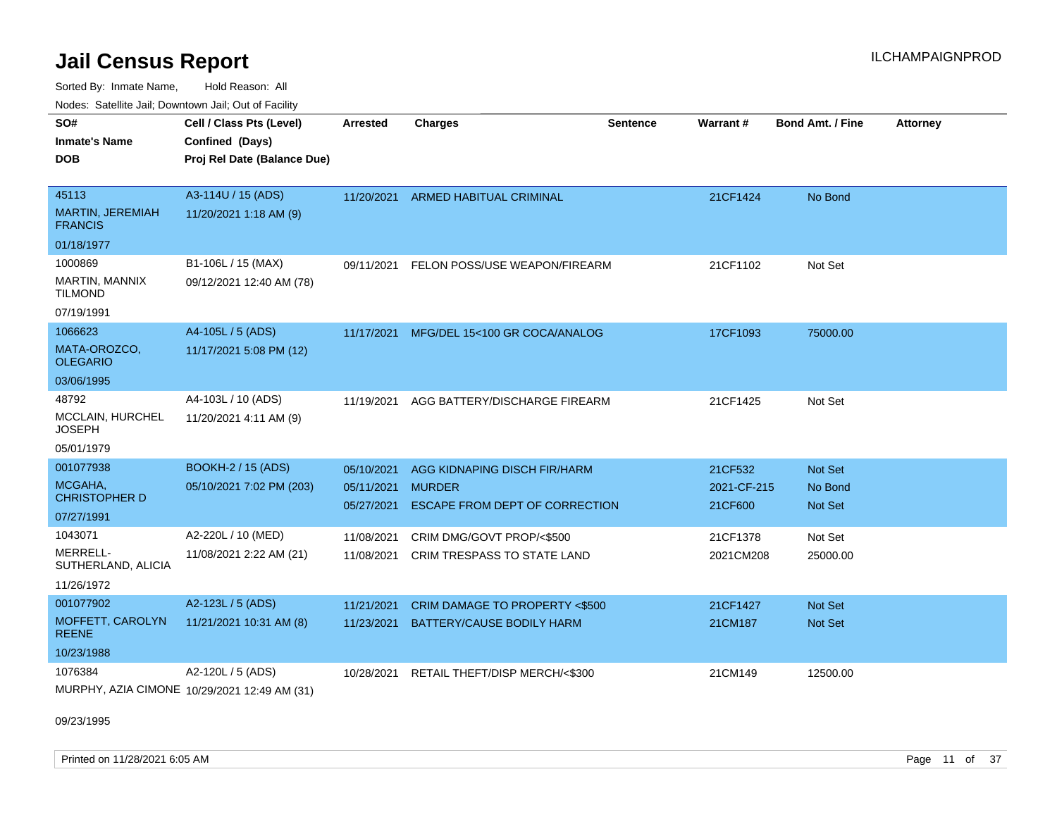# Jail Census Report

Sorted By: Inmate Name, Hold Reason: All

Nodes: Satellite Jail; Downtown Jail; Out of Facility

| SO# / Inmate's Name / DOB | Cell / Class Pts (Level) / Confined (Days) / Proj Rel Date (Balance Due) | Arrested | Charges | Sentence | Warrant # | Bond Amt. / Fine | Attorney |
|---|---|---|---|---|---|---|---|
| 45113<br>MARTIN, JEREMIAH FRANCIS<br>01/18/1977 | A3-114U / 15 (ADS)<br>11/20/2021 1:18 AM (9) | 11/20/2021 | ARMED HABITUAL CRIMINAL | | 21CF1424 | No Bond | |
| 1000869<br>MARTIN, MANNIX TILMOND<br>07/19/1991 | B1-106L / 15 (MAX)<br>09/12/2021 12:40 AM (78) | 09/11/2021 | FELON POSS/USE WEAPON/FIREARM | | 21CF1102 | Not Set | |
| 1066623<br>MATA-OROZCO, OLEGARIO<br>03/06/1995 | A4-105L / 5 (ADS)<br>11/17/2021 5:08 PM (12) | 11/17/2021 | MFG/DEL 15<100 GR COCA/ANALOG | | 17CF1093 | 75000.00 | |
| 48792<br>MCCLAIN, HURCHEL JOSEPH<br>05/01/1979 | A4-103L / 10 (ADS)<br>11/20/2021 4:11 AM (9) | 11/19/2021 | AGG BATTERY/DISCHARGE FIREARM | | 21CF1425 | Not Set | |
| 001077938<br>MCGAHA, CHRISTOPHER D<br>07/27/1991 | BOOKH-2 / 15 (ADS)<br>05/10/2021 7:02 PM (203) | 05/10/2021<br>05/11/2021<br>05/27/2021 | AGG KIDNAPING DISCH FIR/HARM<br>MURDER<br>ESCAPE FROM DEPT OF CORRECTION | | 21CF532<br>2021-CF-215<br>21CF600 | Not Set<br>No Bond<br>Not Set | |
| 1043071<br>MERRELL-SUTHERLAND, ALICIA<br>11/26/1972 | A2-220L / 10 (MED)<br>11/08/2021 2:22 AM (21) | 11/08/2021<br>11/08/2021 | CRIM DMG/GOVT PROP/<$500<br>CRIM TRESPASS TO STATE LAND | | 21CF1378<br>2021CM208 | Not Set<br>25000.00 | |
| 001077902<br>MOFFETT, CAROLYN REENE<br>10/23/1988 | A2-123L / 5 (ADS)<br>11/21/2021 10:31 AM (8) | 11/21/2021<br>11/23/2021 | CRIM DAMAGE TO PROPERTY <$500<br>BATTERY/CAUSE BODILY HARM | | 21CF1427<br>21CM187 | Not Set<br>Not Set | |
| 1076384<br>MURPHY, AZIA CIMONE<br>09/23/1995 | A2-120L / 5 (ADS)<br>10/29/2021 12:49 AM (31) | 10/28/2021 | RETAIL THEFT/DISP MERCH/<$300 | | 21CM149 | 12500.00 | |

Printed on 11/28/2021 6:05 AM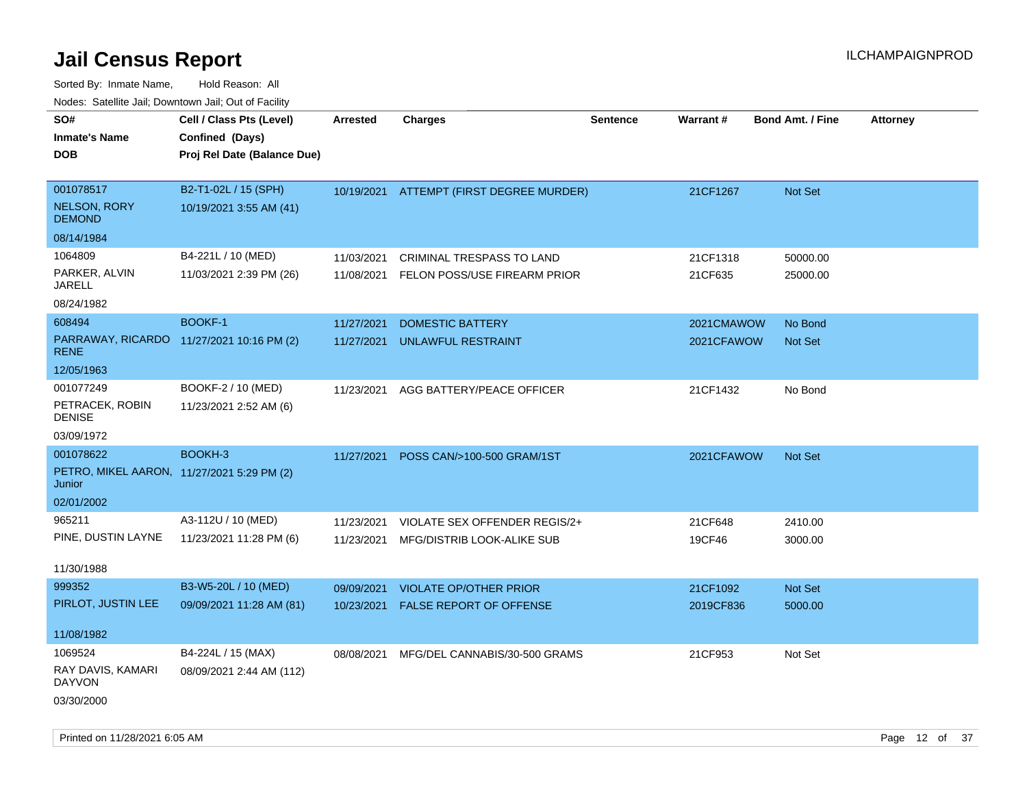# Jail Census Report

ILCHAMPAIGNPROD

Sorted By: Inmate Name, Hold Reason: All

Nodes: Satellite Jail; Downtown Jail; Out of Facility

| SO# / Inmate's Name / DOB | Cell / Class Pts (Level) / Confined (Days) / Proj Rel Date (Balance Due) | Arrested | Charges | Sentence | Warrant # | Bond Amt. / Fine | Attorney |
|---|---|---|---|---|---|---|---|
| 001078517<br>NELSON, RORY DEMOND<br>08/14/1984 | B2-T1-02L / 15 (SPH)<br>10/19/2021 3:55 AM (41) | 10/19/2021 | ATTEMPT (FIRST DEGREE MURDER) | | 21CF1267 | Not Set | |
| 1064809<br>PARKER, ALVIN JARELL<br>08/24/1982 | B4-221L / 10 (MED)<br>11/03/2021 2:39 PM (26) | 11/03/2021<br>11/08/2021 | CRIMINAL TRESPASS TO LAND<br>FELON POSS/USE FIREARM PRIOR | | 21CF1318<br>21CF635 | 50000.00<br>25000.00 | |
| 608494<br>PARRAWAY, RICARDO RENE<br>12/05/1963 | BOOKF-1<br>11/27/2021 10:16 PM (2) | 11/27/2021<br>11/27/2021 | DOMESTIC BATTERY<br>UNLAWFUL RESTRAINT | | 2021CMAWOW<br>2021CFAWOW | No Bond<br>Not Set | |
| 001077249<br>PETRACEK, ROBIN DENISE<br>03/09/1972 | BOOKF-2 / 10 (MED)<br>11/23/2021 2:52 AM (6) | 11/23/2021 | AGG BATTERY/PEACE OFFICER | | 21CF1432 | No Bond | |
| 001078622<br>PETRO, MIKEL AARON, Junior<br>02/01/2002 | BOOKH-3<br>11/27/2021 5:29 PM (2) | 11/27/2021 | POSS CAN/>100-500 GRAM/1ST | | 2021CFAWOW | Not Set | |
| 965211<br>PINE, DUSTIN LAYNE<br>11/30/1988 | A3-112U / 10 (MED)<br>11/23/2021 11:28 PM (6) | 11/23/2021<br>11/23/2021 | VIOLATE SEX OFFENDER REGIS/2+<br>MFG/DISTRIB LOOK-ALIKE SUB | | 21CF648<br>19CF46 | 2410.00<br>3000.00 | |
| 999352<br>PIRLOT, JUSTIN LEE<br>11/08/1982 | B3-W5-20L / 10 (MED)<br>09/09/2021 11:28 AM (81) | 09/09/2021<br>10/23/2021 | VIOLATE OP/OTHER PRIOR<br>FALSE REPORT OF OFFENSE | | 21CF1092<br>2019CF836 | Not Set<br>5000.00 | |
| 1069524<br>RAY DAVIS, KAMARI DAYVON<br>03/30/2000 | B4-224L / 15 (MAX)<br>08/09/2021 2:44 AM (112) | 08/08/2021 | MFG/DEL CANNABIS/30-500 GRAMS | | 21CF953 | Not Set | |

Printed on 11/28/2021 6:05 AM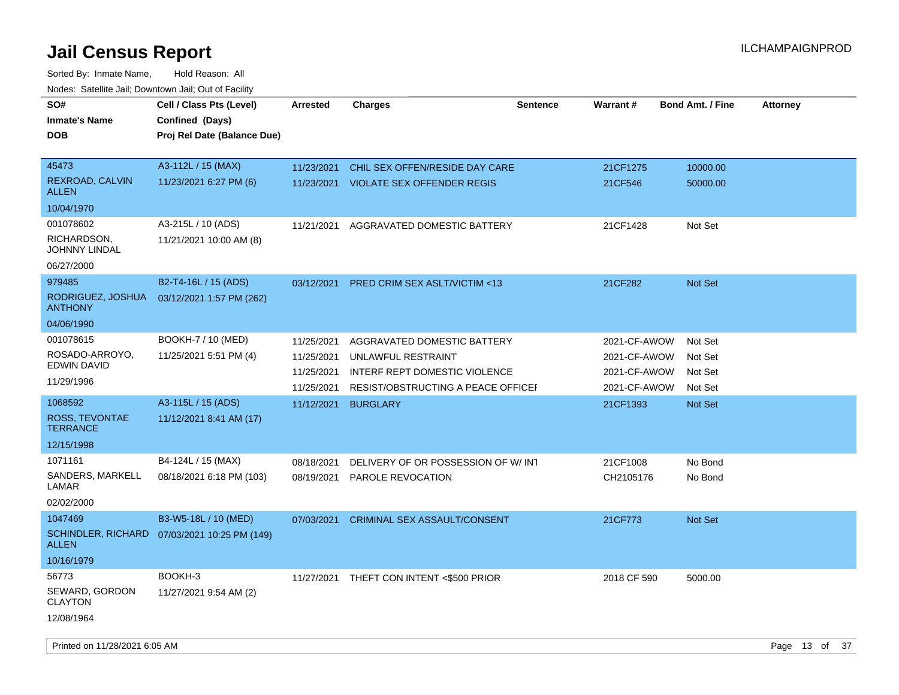# Jail Census Report

ILCHAMPAIGNPROD

Sorted By: Inmate Name, Hold Reason: All

Nodes: Satellite Jail; Downtown Jail; Out of Facility

| SO# / Inmate's Name / DOB | Cell / Class Pts (Level) / Confined (Days) / Proj Rel Date (Balance Due) | Arrested | Charges | Sentence | Warrant # | Bond Amt. / Fine | Attorney |
|---|---|---|---|---|---|---|---|
| 45473<br>REXROAD, CALVIN ALLEN<br>10/04/1970 | A3-112L / 15 (MAX)<br>11/23/2021 6:27 PM (6) | 11/23/2021<br>11/23/2021 | CHIL SEX OFFEN/RESIDE DAY CARE<br>VIOLATE SEX OFFENDER REGIS | | 21CF1275<br>21CF546 | 10000.00<br>50000.00 | |
| 001078602<br>RICHARDSON, JOHNNY LINDAL<br>06/27/2000 | A3-215L / 10 (ADS)<br>11/21/2021 10:00 AM (8) | 11/21/2021 | AGGRAVATED DOMESTIC BATTERY | | 21CF1428 | Not Set | |
| 979485<br>RODRIGUEZ, JOSHUA ANTHONY<br>04/06/1990 | B2-T4-16L / 15 (ADS)<br>03/12/2021 1:57 PM (262) | 03/12/2021 | PRED CRIM SEX ASLT/VICTIM <13 | | 21CF282 | Not Set | |
| 001078615<br>ROSADO-ARROYO, EDWIN DAVID<br>11/29/1996 | BOOKH-7 / 10 (MED)<br>11/25/2021 5:51 PM (4) | 11/25/2021<br>11/25/2021<br>11/25/2021<br>11/25/2021 | AGGRAVATED DOMESTIC BATTERY<br>UNLAWFUL RESTRAINT<br>INTERF REPT DOMESTIC VIOLENCE<br>RESIST/OBSTRUCTING A PEACE OFFICEI | | 2021-CF-AWOW<br>2021-CF-AWOW<br>2021-CF-AWOW<br>2021-CF-AWOW | Not Set<br>Not Set<br>Not Set<br>Not Set | |
| 1068592<br>ROSS, TEVONTAE TERRANCE<br>12/15/1998 | A3-115L / 15 (ADS)<br>11/12/2021 8:41 AM (17) | 11/12/2021 | BURGLARY | | 21CF1393 | Not Set | |
| 1071161<br>SANDERS, MARKELL LAMAR<br>02/02/2000 | B4-124L / 15 (MAX)<br>08/18/2021 6:18 PM (103) | 08/18/2021<br>08/19/2021 | DELIVERY OF OR POSSESSION OF W/ INT<br>PAROLE REVOCATION | | 21CF1008<br>CH2105176 | No Bond<br>No Bond | |
| 1047469<br>SCHINDLER, RICHARD ALLEN<br>10/16/1979 | B3-W5-18L / 10 (MED)<br>07/03/2021 10:25 PM (149) | 07/03/2021 | CRIMINAL SEX ASSAULT/CONSENT | | 21CF773 | Not Set | |
| 56773<br>SEWARD, GORDON CLAYTON<br>12/08/1964 | BOOKH-3<br>11/27/2021 9:54 AM (2) | 11/27/2021 | THEFT CON INTENT <$500 PRIOR | | 2018 CF 590 | 5000.00 | |

Printed on 11/28/2021 6:05 AM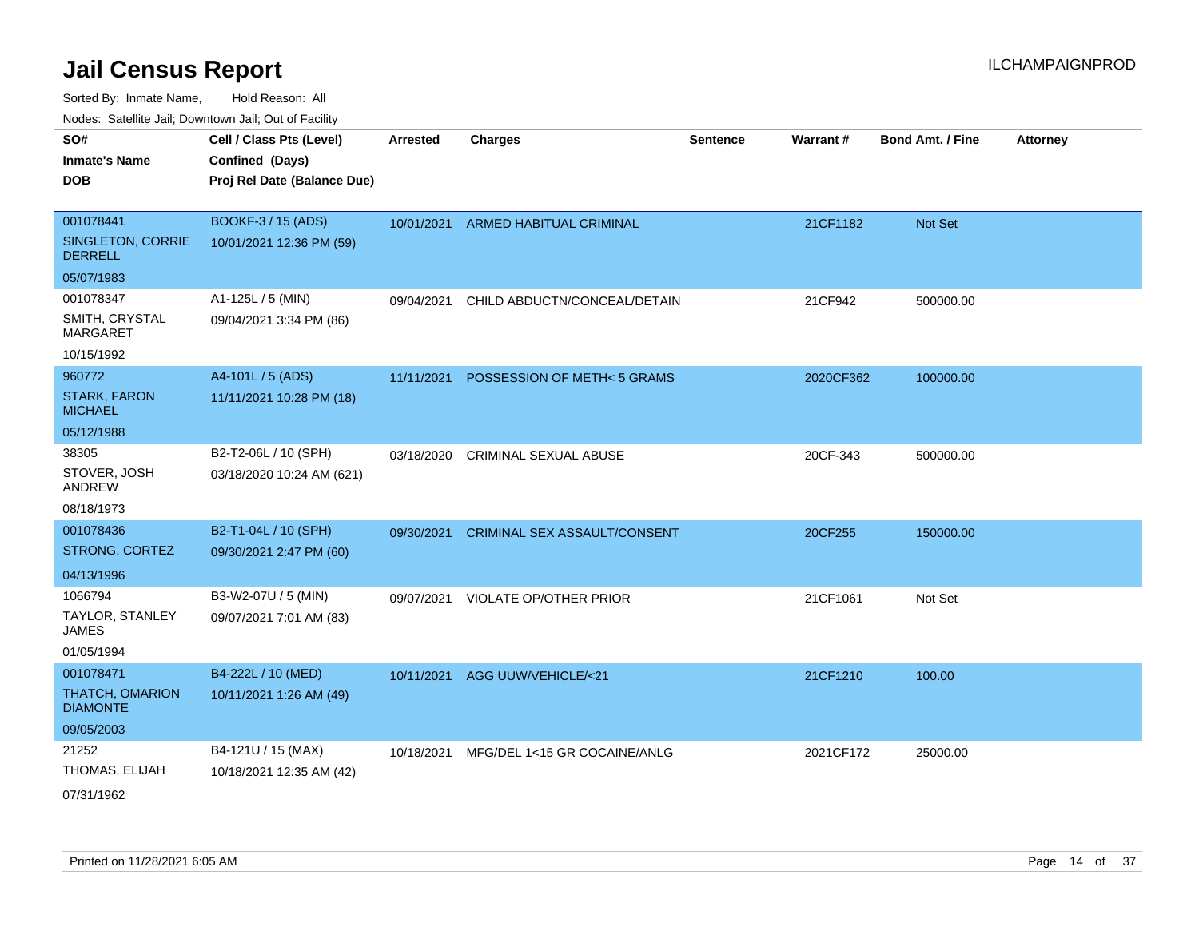# Jail Census Report

ILCHAMPAIGNPROD

Sorted By: Inmate Name, Hold Reason: All

Nodes: Satellite Jail; Downtown Jail; Out of Facility

| SO# / Inmate's Name / DOB | Cell / Class Pts (Level) / Confined (Days) / Proj Rel Date (Balance Due) | Arrested | Charges | Sentence | Warrant # | Bond Amt. / Fine | Attorney |
|---|---|---|---|---|---|---|---|
| 001078441<br>SINGLETON, CORRIE DERRELL<br>05/07/1983 | BOOKF-3 / 15 (ADS)<br>10/01/2021 12:36 PM (59) | 10/01/2021 | ARMED HABITUAL CRIMINAL | | 21CF1182 | Not Set | |
| 001078347<br>SMITH, CRYSTAL MARGARET<br>10/15/1992 | A1-125L / 5 (MIN)<br>09/04/2021 3:34 PM (86) | 09/04/2021 | CHILD ABDUCTN/CONCEAL/DETAIN | | 21CF942 | 500000.00 | |
| 960772<br>STARK, FARON MICHAEL<br>05/12/1988 | A4-101L / 5 (ADS)<br>11/11/2021 10:28 PM (18) | 11/11/2021 | POSSESSION OF METH< 5 GRAMS | | 2020CF362 | 100000.00 | |
| 38305<br>STOVER, JOSH ANDREW<br>08/18/1973 | B2-T2-06L / 10 (SPH)<br>03/18/2020 10:24 AM (621) | 03/18/2020 | CRIMINAL SEXUAL ABUSE | | 20CF-343 | 500000.00 | |
| 001078436<br>STRONG, CORTEZ<br>04/13/1996 | B2-T1-04L / 10 (SPH)<br>09/30/2021 2:47 PM (60) | 09/30/2021 | CRIMINAL SEX ASSAULT/CONSENT | | 20CF255 | 150000.00 | |
| 1066794<br>TAYLOR, STANLEY JAMES<br>01/05/1994 | B3-W2-07U / 5 (MIN)<br>09/07/2021 7:01 AM (83) | 09/07/2021 | VIOLATE OP/OTHER PRIOR | | 21CF1061 | Not Set | |
| 001078471<br>THATCH, OMARION DIAMONTE<br>09/05/2003 | B4-222L / 10 (MED)<br>10/11/2021 1:26 AM (49) | 10/11/2021 | AGG UUW/VEHICLE/<21 | | 21CF1210 | 100.00 | |
| 21252<br>THOMAS, ELIJAH<br>07/31/1962 | B4-121U / 15 (MAX)<br>10/18/2021 12:35 AM (42) | 10/18/2021 | MFG/DEL 1<15 GR COCAINE/ANLG | | 2021CF172 | 25000.00 | |

Printed on 11/28/2021 6:05 AM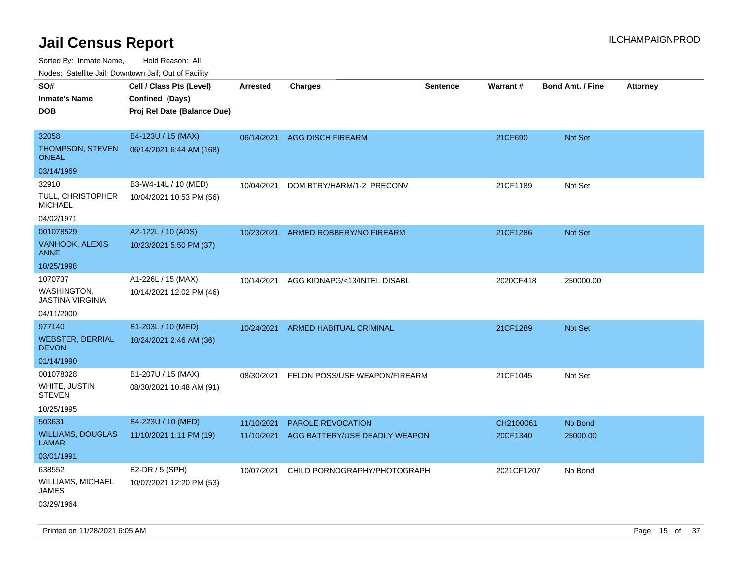# Jail Census Report

ILCHAMPAIGNPROD

Sorted By: Inmate Name, Hold Reason: All

Nodes: Satellite Jail; Downtown Jail; Out of Facility

| SO# / Inmate's Name / DOB | Cell / Class Pts (Level) / Confined (Days) / Proj Rel Date (Balance Due) | Arrested | Charges | Sentence | Warrant # | Bond Amt. / Fine | Attorney |
|---|---|---|---|---|---|---|---|
| 32058 THOMPSON, STEVEN ONEAL 03/14/1969 | B4-123U / 15 (MAX) 06/14/2021 6:44 AM (168) | 06/14/2021 | AGG DISCH FIREARM | | 21CF690 | Not Set | |
| 32910 TULL, CHRISTOPHER MICHAEL 04/02/1971 | B3-W4-14L / 10 (MED) 10/04/2021 10:53 PM (56) | 10/04/2021 | DOM BTRY/HARM/1-2 PRECONV | | 21CF1189 | Not Set | |
| 001078529 VANHOOK, ALEXIS ANNE 10/25/1998 | A2-122L / 10 (ADS) 10/23/2021 5:50 PM (37) | 10/23/2021 | ARMED ROBBERY/NO FIREARM | | 21CF1286 | Not Set | |
| 1070737 WASHINGTON, JASTINA VIRGINIA 04/11/2000 | A1-226L / 15 (MAX) 10/14/2021 12:02 PM (46) | 10/14/2021 | AGG KIDNAPG/<13/INTEL DISABL | | 2020CF418 | 250000.00 | |
| 977140 WEBSTER, DERRIAL DEVON 01/14/1990 | B1-203L / 10 (MED) 10/24/2021 2:46 AM (36) | 10/24/2021 | ARMED HABITUAL CRIMINAL | | 21CF1289 | Not Set | |
| 001078328 WHITE, JUSTIN STEVEN 10/25/1995 | B1-207U / 15 (MAX) 08/30/2021 10:48 AM (91) | 08/30/2021 | FELON POSS/USE WEAPON/FIREARM | | 21CF1045 | Not Set | |
| 503631 WILLIAMS, DOUGLAS LAMAR 03/01/1991 | B4-223U / 10 (MED) 11/10/2021 1:11 PM (19) | 11/10/2021 | PAROLE REVOCATION | | CH2100061 | No Bond | |
| | | 11/10/2021 | AGG BATTERY/USE DEADLY WEAPON | | 20CF1340 | 25000.00 | |
| 638552 WILLIAMS, MICHAEL JAMES 03/29/1964 | B2-DR / 5 (SPH) 10/07/2021 12:20 PM (53) | 10/07/2021 | CHILD PORNOGRAPHY/PHOTOGRAPH | | 2021CF1207 | No Bond | |

Printed on 11/28/2021 6:05 AM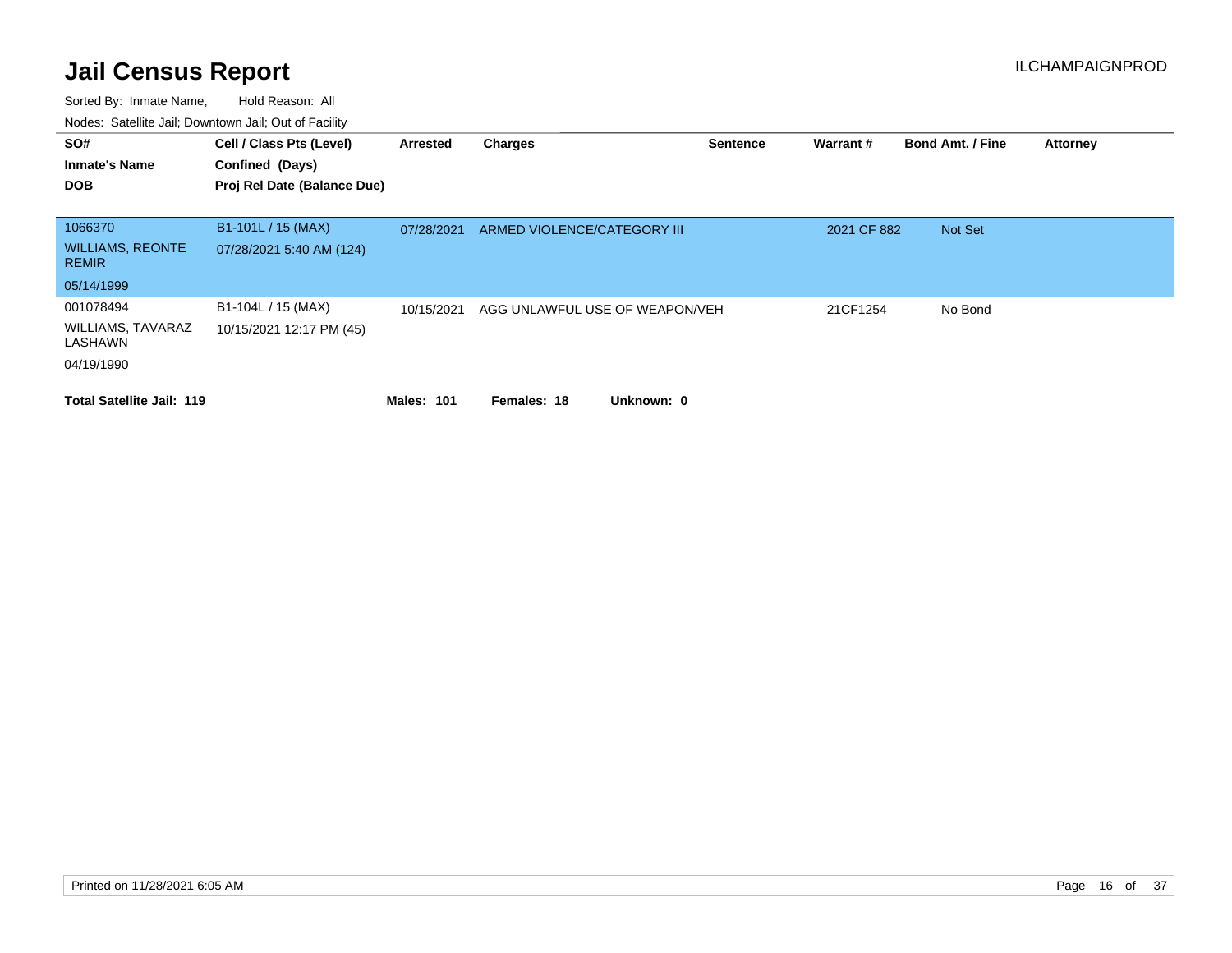# Jail Census Report

ILCHAMPAIGNPROD

Sorted By: Inmate Name, Hold Reason: All

Nodes: Satellite Jail; Downtown Jail; Out of Facility

| SO# / Inmate's Name / DOB | Cell / Class Pts (Level) / Confined (Days) / Proj Rel Date (Balance Due) | Arrested | Charges | Sentence | Warrant # | Bond Amt. / Fine | Attorney |
|---|---|---|---|---|---|---|---|
| 1066370<br>WILLIAMS, REONTE REMIR<br>05/14/1999 | B1-101L / 15 (MAX)<br>07/28/2021 5:40 AM (124) | 07/28/2021 | ARMED VIOLENCE/CATEGORY III | | 2021 CF 882 | Not Set | |
| 001078494<br>WILLIAMS, TAVARAZ LASHAWN<br>04/19/1990 | B1-104L / 15 (MAX)<br>10/15/2021 12:17 PM (45) | 10/15/2021 | AGG UNLAWFUL USE OF WEAPON/VEH | | 21CF1254 | No Bond | |

**Total Satellite Jail: 119** **Males: 101** **Females: 18** **Unknown: 0**

Printed on 11/28/2021 6:05 AM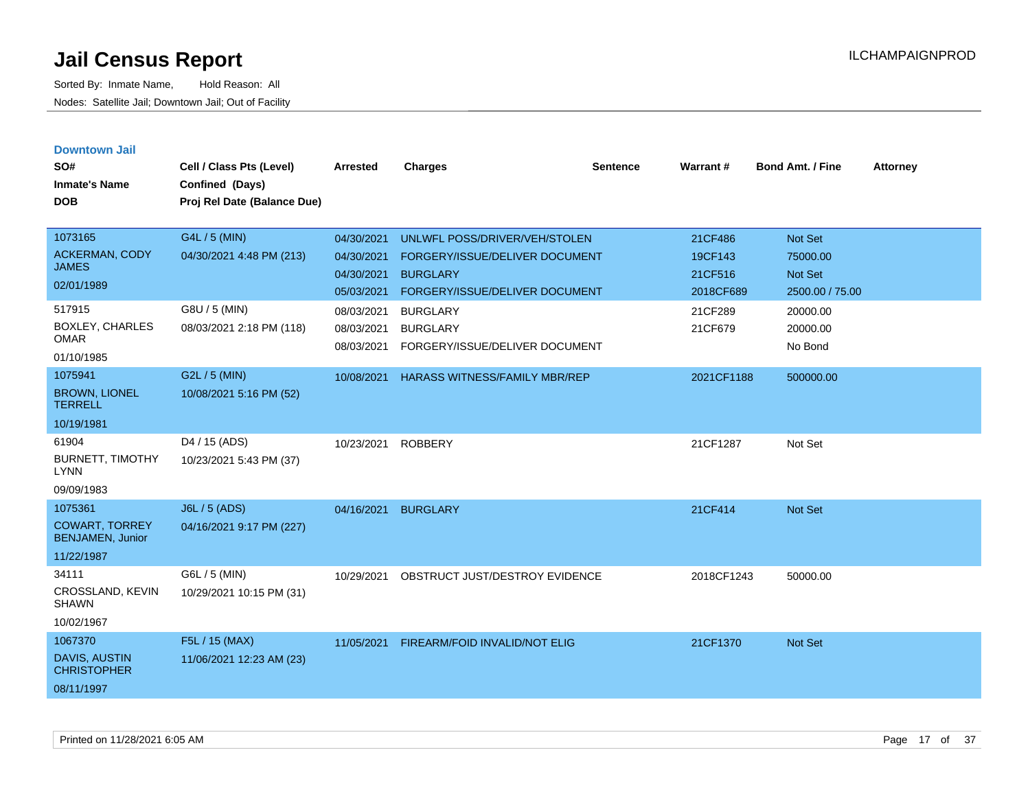# Jail Census Report

Sorted By: Inmate Name, Hold Reason: All

Nodes: Satellite Jail; Downtown Jail; Out of Facility

ILCHAMPAIGNPROD

## Downtown Jail

| SO# / Inmate's Name / DOB | Cell / Class Pts (Level) / Confined (Days) / Proj Rel Date (Balance Due) | Arrested | Charges | Sentence | Warrant # | Bond Amt. / Fine | Attorney |
|---|---|---|---|---|---|---|---|
| 1073165<br>ACKERMAN, CODY JAMES<br>02/01/1989 | G4L / 5 (MIN)<br>04/30/2021 4:48 PM (213) | 04/30/2021 | UNLWFL POSS/DRIVER/VEH/STOLEN | | 21CF486 | Not Set | |
| | | 04/30/2021 | FORGERY/ISSUE/DELIVER DOCUMENT | | 19CF143 | 75000.00 | |
| | | 04/30/2021 | BURGLARY | | 21CF516 | Not Set | |
| | | 05/03/2021 | FORGERY/ISSUE/DELIVER DOCUMENT | | 2018CF689 | 2500.00 / 75.00 | |
| 517915<br>BOXLEY, CHARLES OMAR<br>01/10/1985 | G8U / 5 (MIN)<br>08/03/2021 2:18 PM (118) | 08/03/2021 | BURGLARY | | 21CF289 | 20000.00 | |
| | | 08/03/2021 | BURGLARY | | 21CF679 | 20000.00 | |
| | | 08/03/2021 | FORGERY/ISSUE/DELIVER DOCUMENT | | | No Bond | |
| 1075941<br>BROWN, LIONEL TERRELL<br>10/19/1981 | G2L / 5 (MIN)<br>10/08/2021 5:16 PM (52) | 10/08/2021 | HARASS WITNESS/FAMILY MBR/REP | | 2021CF1188 | 500000.00 | |
| 61904<br>BURNETT, TIMOTHY LYNN<br>09/09/1983 | D4 / 15 (ADS)<br>10/23/2021 5:43 PM (37) | 10/23/2021 | ROBBERY | | 21CF1287 | Not Set | |
| 1075361<br>COWART, TORREY BENJAMEN, Junior<br>11/22/1987 | J6L / 5 (ADS)<br>04/16/2021 9:17 PM (227) | 04/16/2021 | BURGLARY | | 21CF414 | Not Set | |
| 34111<br>CROSSLAND, KEVIN SHAWN<br>10/02/1967 | G6L / 5 (MIN)<br>10/29/2021 10:15 PM (31) | 10/29/2021 | OBSTRUCT JUST/DESTROY EVIDENCE | | 2018CF1243 | 50000.00 | |
| 1067370<br>DAVIS, AUSTIN CHRISTOPHER<br>08/11/1997 | F5L / 15 (MAX)<br>11/06/2021 12:23 AM (23) | 11/05/2021 | FIREARM/FOID INVALID/NOT ELIG | | 21CF1370 | Not Set | |

Printed on 11/28/2021 6:05 AM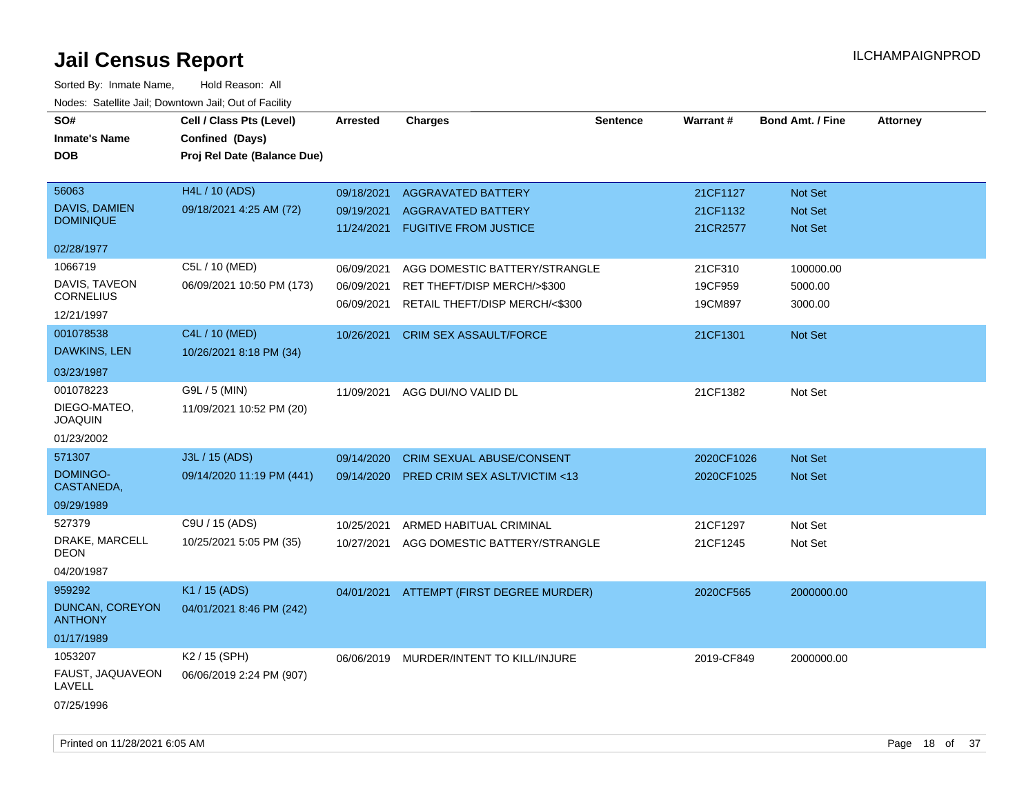# Jail Census Report

ILCHAMPAIGNPROD

Sorted By: Inmate Name, Hold Reason: All

Nodes: Satellite Jail; Downtown Jail; Out of Facility

| SO# / Inmate's Name / DOB | Cell / Class Pts (Level) / Confined (Days) / Proj Rel Date (Balance Due) | Arrested | Charges | Sentence | Warrant # | Bond Amt. / Fine | Attorney |
|---|---|---|---|---|---|---|---|
| 56063<br>DAVIS, DAMIEN DOMINIQUE<br>02/28/1977 | H4L / 10 (ADS)<br>09/18/2021 4:25 AM (72) | 09/18/2021 | AGGRAVATED BATTERY | | 21CF1127 | Not Set | |
| | | 09/19/2021 | AGGRAVATED BATTERY | | 21CF1132 | Not Set | |
| | | 11/24/2021 | FUGITIVE FROM JUSTICE | | 21CR2577 | Not Set | |
| 1066719<br>DAVIS, TAVEON CORNELIUS<br>12/21/1997 | C5L / 10 (MED)<br>06/09/2021 10:50 PM (173) | 06/09/2021 | AGG DOMESTIC BATTERY/STRANGLE | | 21CF310 | 100000.00 | |
| | | 06/09/2021 | RET THEFT/DISP MERCH/>$300 | | 19CF959 | 5000.00 | |
| | | 06/09/2021 | RETAIL THEFT/DISP MERCH/<$300 | | 19CM897 | 3000.00 | |
| 001078538<br>DAWKINS, LEN<br>03/23/1987 | C4L / 10 (MED)<br>10/26/2021 8:18 PM (34) | 10/26/2021 | CRIM SEX ASSAULT/FORCE | | 21CF1301 | Not Set | |
| 001078223<br>DIEGO-MATEO, JOAQUIN<br>01/23/2002 | G9L / 5 (MIN)<br>11/09/2021 10:52 PM (20) | 11/09/2021 | AGG DUI/NO VALID DL | | 21CF1382 | Not Set | |
| 571307<br>DOMINGO-CASTANEDA,<br>09/29/1989 | J3L / 15 (ADS)<br>09/14/2020 11:19 PM (441) | 09/14/2020 | CRIM SEXUAL ABUSE/CONSENT | | 2020CF1026 | Not Set | |
| | | 09/14/2020 | PRED CRIM SEX ASLT/VICTIM <13 | | 2020CF1025 | Not Set | |
| 527379<br>DRAKE, MARCELL DEON<br>04/20/1987 | C9U / 15 (ADS)<br>10/25/2021 5:05 PM (35) | 10/25/2021 | ARMED HABITUAL CRIMINAL | | 21CF1297 | Not Set | |
| | | 10/27/2021 | AGG DOMESTIC BATTERY/STRANGLE | | 21CF1245 | Not Set | |
| 959292<br>DUNCAN, COREYON ANTHONY<br>01/17/1989 | K1 / 15 (ADS)<br>04/01/2021 8:46 PM (242) | 04/01/2021 | ATTEMPT (FIRST DEGREE MURDER) | | 2020CF565 | 2000000.00 | |
| 1053207<br>FAUST, JAQUAVEON LAVELL<br>07/25/1996 | K2 / 15 (SPH)<br>06/06/2019 2:24 PM (907) | 06/06/2019 | MURDER/INTENT TO KILL/INJURE | | 2019-CF849 | 2000000.00 | |

Printed on 11/28/2021 6:05 AM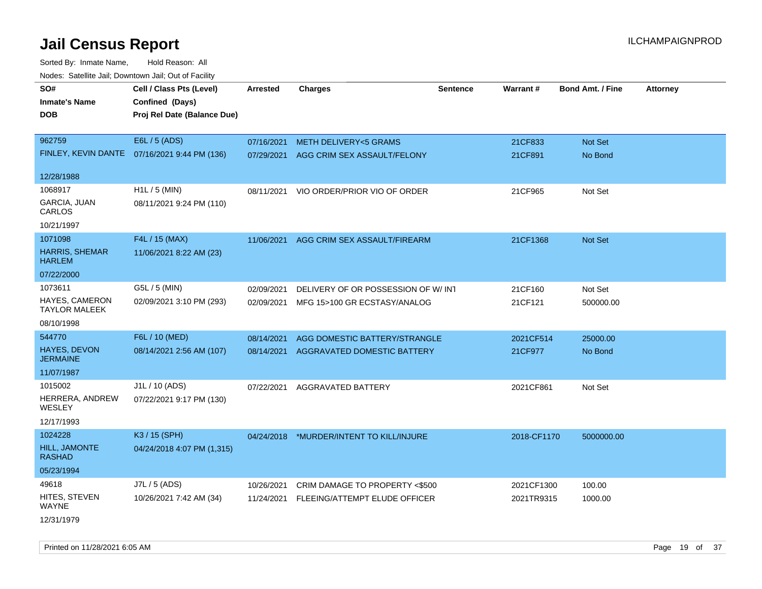# Jail Census Report

ILCHAMPAIGNPROD

Sorted By: Inmate Name, Hold Reason: All

Nodes: Satellite Jail; Downtown Jail; Out of Facility

| SO# / Inmate's Name / DOB | Cell / Class Pts (Level) / Confined (Days) / Proj Rel Date (Balance Due) | Arrested | Charges | Sentence | Warrant # | Bond Amt. / Fine | Attorney |
|---|---|---|---|---|---|---|---|
| 962759 FINLEY, KEVIN DANTE 12/28/1988 | E6L / 5 (ADS) 07/16/2021 9:44 PM (136) | 07/16/2021 | METH DELIVERY<5 GRAMS | | 21CF833 | Not Set | |
| | | 07/29/2021 | AGG CRIM SEX ASSAULT/FELONY | | 21CF891 | No Bond | |
| 1068917 GARCIA, JUAN CARLOS 10/21/1997 | H1L / 5 (MIN) 08/11/2021 9:24 PM (110) | 08/11/2021 | VIO ORDER/PRIOR VIO OF ORDER | | 21CF965 | Not Set | |
| 1071098 HARRIS, SHEMAR HARLEM 07/22/2000 | F4L / 15 (MAX) 11/06/2021 8:22 AM (23) | 11/06/2021 | AGG CRIM SEX ASSAULT/FIREARM | | 21CF1368 | Not Set | |
| 1073611 HAYES, CAMERON TAYLOR MALEEK 08/10/1998 | G5L / 5 (MIN) 02/09/2021 3:10 PM (293) | 02/09/2021 | DELIVERY OF OR POSSESSION OF W/ INT | | 21CF160 | Not Set | |
| | | 02/09/2021 | MFG 15>100 GR ECSTASY/ANALOG | | 21CF121 | 500000.00 | |
| 544770 HAYES, DEVON JERMAINE 11/07/1987 | F6L / 10 (MED) 08/14/2021 2:56 AM (107) | 08/14/2021 | AGG DOMESTIC BATTERY/STRANGLE | | 2021CF514 | 25000.00 | |
| | | 08/14/2021 | AGGRAVATED DOMESTIC BATTERY | | 21CF977 | No Bond | |
| 1015002 HERRERA, ANDREW WESLEY 12/17/1993 | J1L / 10 (ADS) 07/22/2021 9:17 PM (130) | 07/22/2021 | AGGRAVATED BATTERY | | 2021CF861 | Not Set | |
| 1024228 HILL, JAMONTE RASHAD 05/23/1994 | K3 / 15 (SPH) 04/24/2018 4:07 PM (1,315) | 04/24/2018 | *MURDER/INTENT TO KILL/INJURE | | 2018-CF1170 | 5000000.00 | |
| 49618 HITES, STEVEN WAYNE 12/31/1979 | J7L / 5 (ADS) 10/26/2021 7:42 AM (34) | 10/26/2021 | CRIM DAMAGE TO PROPERTY <$500 | | 2021CF1300 | 100.00 | |
| | | 11/24/2021 | FLEEING/ATTEMPT ELUDE OFFICER | | 2021TR9315 | 1000.00 | |

Printed on 11/28/2021 6:05 AM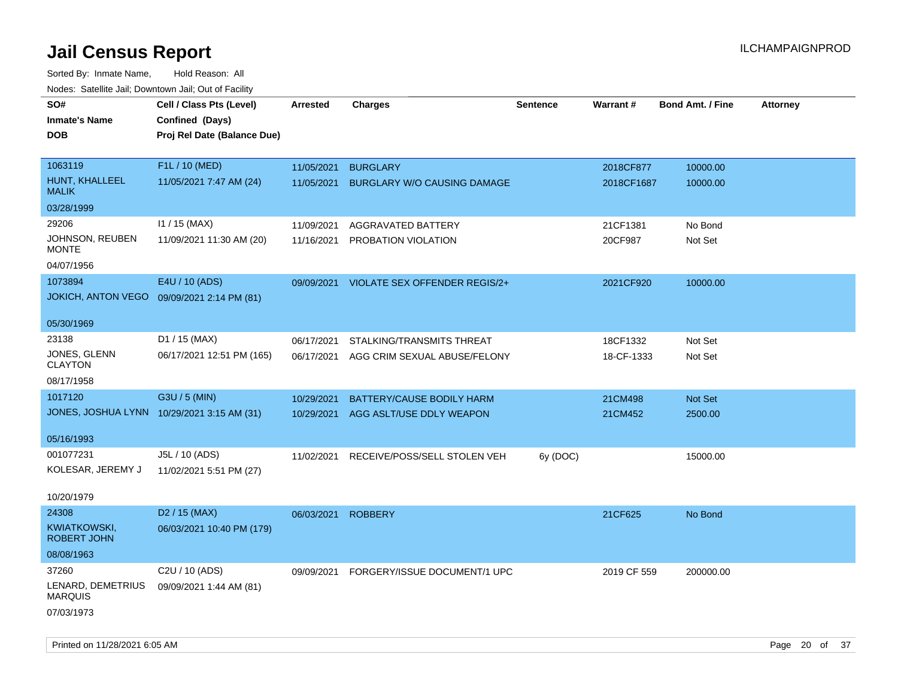# Jail Census Report

ILCHAMPAIGNPROD

Sorted By: Inmate Name, Hold Reason: All

Nodes: Satellite Jail; Downtown Jail; Out of Facility

| SO# / Inmate's Name / DOB | Cell / Class Pts (Level) / Confined (Days) / Proj Rel Date (Balance Due) | Arrested | Charges | Sentence | Warrant # | Bond Amt. / Fine | Attorney |
|---|---|---|---|---|---|---|---|
| 1063119<br>HUNT, KHALLEEL MALIK<br>03/28/1999 | F1L / 10 (MED)<br>11/05/2021 7:47 AM (24) | 11/05/2021<br>11/05/2021 | BURGLARY<br>BURGLARY W/O CAUSING DAMAGE | | 2018CF877<br>2018CF1687 | 10000.00<br>10000.00 | |
| 29206<br>JOHNSON, REUBEN MONTE<br>04/07/1956 | I1 / 15 (MAX)<br>11/09/2021 11:30 AM (20) | 11/09/2021<br>11/16/2021 | AGGRAVATED BATTERY<br>PROBATION VIOLATION | | 21CF1381<br>20CF987 | No Bond<br>Not Set | |
| 1073894<br>JOKICH, ANTON VEGO<br>05/30/1969 | E4U / 10 (ADS)<br>09/09/2021 2:14 PM (81) | 09/09/2021 | VIOLATE SEX OFFENDER REGIS/2+ | | 2021CF920 | 10000.00 | |
| 23138<br>JONES, GLENN CLAYTON<br>08/17/1958 | D1 / 15 (MAX)<br>06/17/2021 12:51 PM (165) | 06/17/2021<br>06/17/2021 | STALKING/TRANSMITS THREAT<br>AGG CRIM SEXUAL ABUSE/FELONY | | 18CF1332<br>18-CF-1333 | Not Set<br>Not Set | |
| 1017120<br>JONES, JOSHUA LYNN<br>05/16/1993 | G3U / 5 (MIN)<br>10/29/2021 3:15 AM (31) | 10/29/2021<br>10/29/2021 | BATTERY/CAUSE BODILY HARM<br>AGG ASLT/USE DDLY WEAPON | | 21CM498<br>21CM452 | Not Set<br>2500.00 | |
| 001077231<br>KOLESAR, JEREMY J<br>10/20/1979 | J5L / 10 (ADS)<br>11/02/2021 5:51 PM (27) | 11/02/2021 | RECEIVE/POSS/SELL STOLEN VEH | 6y (DOC) | | 15000.00 | |
| 24308<br>KWIATKOWSKI, ROBERT JOHN<br>08/08/1963 | D2 / 15 (MAX)<br>06/03/2021 10:40 PM (179) | 06/03/2021 | ROBBERY | | 21CF625 | No Bond | |
| 37260<br>LENARD, DEMETRIUS MARQUIS<br>07/03/1973 | C2U / 10 (ADS)<br>09/09/2021 1:44 AM (81) | 09/09/2021 | FORGERY/ISSUE DOCUMENT/1 UPC | | 2019 CF 559 | 200000.00 | |

Printed on 11/28/2021 6:05 AM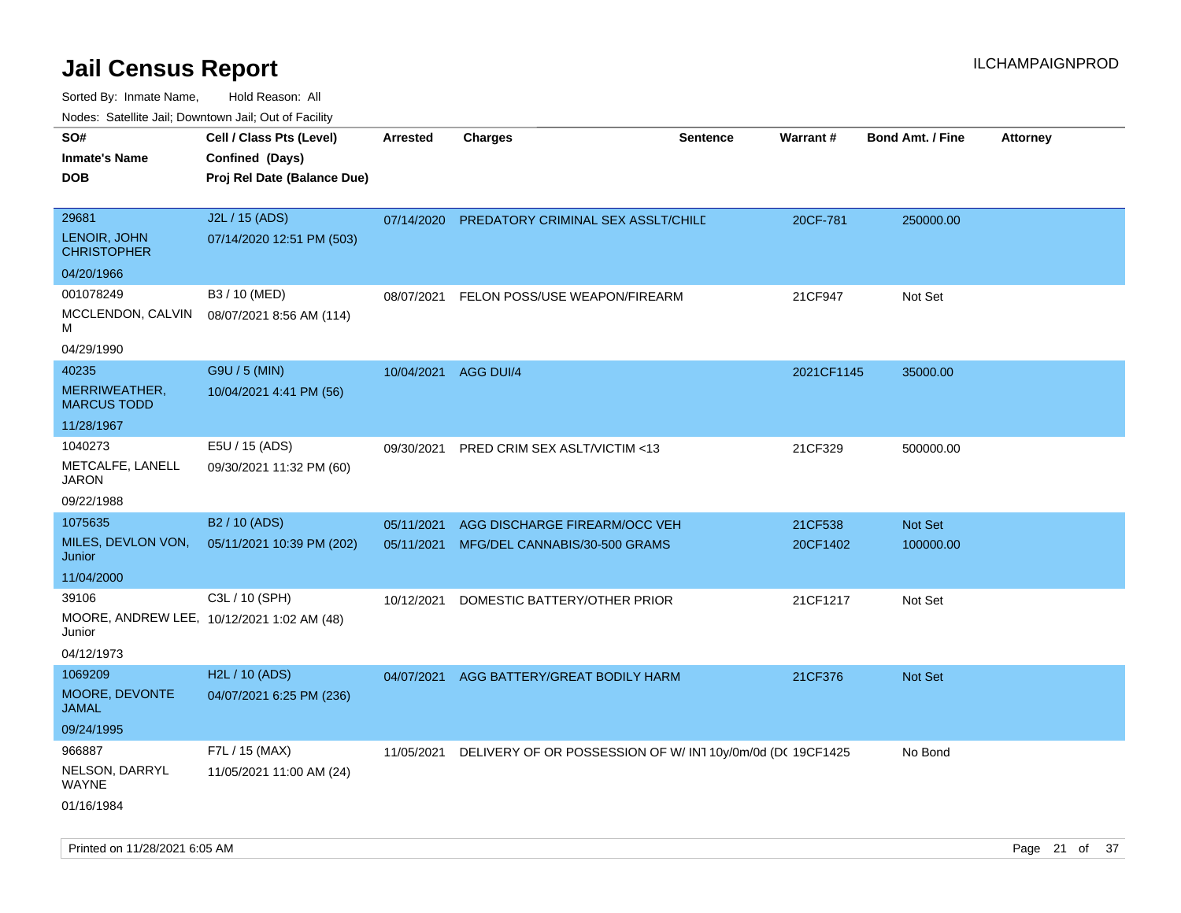# Jail Census Report

ILCHAMPAIGNPROD

Sorted By: Inmate Name,   Hold Reason: All

Nodes: Satellite Jail; Downtown Jail; Out of Facility

| SO# / Inmate's Name / DOB | Cell / Class Pts (Level) / Confined (Days) / Proj Rel Date (Balance Due) | Arrested | Charges | Sentence | Warrant # | Bond Amt. / Fine | Attorney |
|---|---|---|---|---|---|---|---|
| 29681 LENOIR, JOHN CHRISTOPHER 04/20/1966 | J2L / 15 (ADS) 07/14/2020 12:51 PM (503) | 07/14/2020 | PREDATORY CRIMINAL SEX ASSLT/CHILD | | 20CF-781 | 250000.00 | |
| 001078249 MCCLENDON, CALVIN M 04/29/1990 | B3 / 10 (MED) 08/07/2021 8:56 AM (114) | 08/07/2021 | FELON POSS/USE WEAPON/FIREARM | | 21CF947 | Not Set | |
| 40235 MERRIWEATHER, MARCUS TODD 11/28/1967 | G9U / 5 (MIN) 10/04/2021 4:41 PM (56) | 10/04/2021 | AGG DUI/4 | | 2021CF1145 | 35000.00 | |
| 1040273 METCALFE, LANELL JARON 09/22/1988 | E5U / 15 (ADS) 09/30/2021 11:32 PM (60) | 09/30/2021 | PRED CRIM SEX ASLT/VICTIM <13 | | 21CF329 | 500000.00 | |
| 1075635 MILES, DEVLON VON, Junior 11/04/2000 | B2 / 10 (ADS) 05/11/2021 10:39 PM (202) | 05/11/2021 | AGG DISCHARGE FIREARM/OCC VEH | | 21CF538 | Not Set | |
| | | 05/11/2021 | MFG/DEL CANNABIS/30-500 GRAMS | | 20CF1402 | 100000.00 | |
| 39106 MOORE, ANDREW LEE, Junior 04/12/1973 | C3L / 10 (SPH) 10/12/2021 1:02 AM (48) | 10/12/2021 | DOMESTIC BATTERY/OTHER PRIOR | | 21CF1217 | Not Set | |
| 1069209 MOORE, DEVONTE JAMAL 09/24/1995 | H2L / 10 (ADS) 04/07/2021 6:25 PM (236) | 04/07/2021 | AGG BATTERY/GREAT BODILY HARM | | 21CF376 | Not Set | |
| 966887 NELSON, DARRYL WAYNE 01/16/1984 | F7L / 15 (MAX) 11/05/2021 11:00 AM (24) | 11/05/2021 | DELIVERY OF OR POSSESSION OF W/ INT | 10y/0m/0d (DC | 19CF1425 | No Bond | |

Printed on 11/28/2021 6:05 AM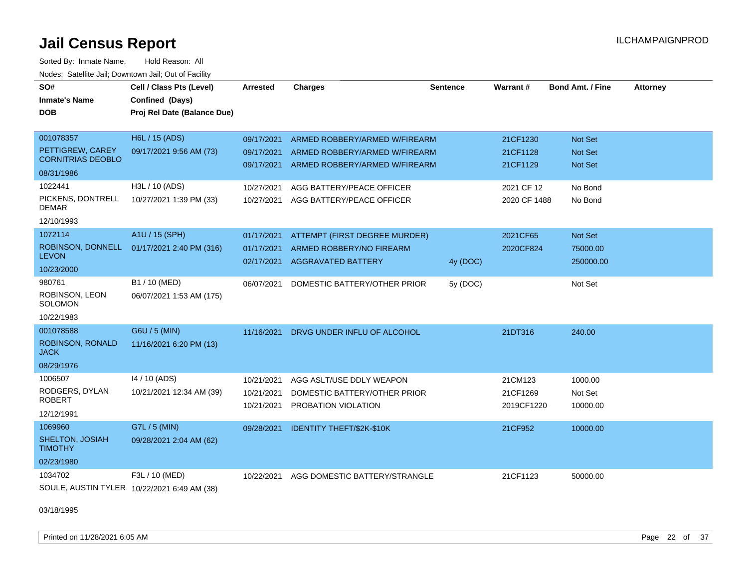# Jail Census Report

ILCHAMPAIGNPROD

Sorted By: Inmate Name, Hold Reason: All

Nodes: Satellite Jail; Downtown Jail; Out of Facility

| SO# / Inmate's Name / DOB | Cell / Class Pts (Level) / Confined (Days) / Proj Rel Date (Balance Due) | Arrested | Charges | Sentence | Warrant # | Bond Amt. / Fine | Attorney |
|---|---|---|---|---|---|---|---|
| 001078357<br>PETTIGREW, CAREY CORNITRIAS DEOBLO<br>08/31/1986 | H6L / 15 (ADS)<br>09/17/2021 9:56 AM (73) | 09/17/2021 | ARMED ROBBERY/ARMED W/FIREARM | | 21CF1230 | Not Set | |
| | | 09/17/2021 | ARMED ROBBERY/ARMED W/FIREARM | | 21CF1128 | Not Set | |
| | | 09/17/2021 | ARMED ROBBERY/ARMED W/FIREARM | | 21CF1129 | Not Set | |
| 1022441<br>PICKENS, DONTRELL DEMAR<br>12/10/1993 | H3L / 10 (ADS)<br>10/27/2021 1:39 PM (33) | 10/27/2021 | AGG BATTERY/PEACE OFFICER | | 2021 CF 12 | No Bond | |
| | | 10/27/2021 | AGG BATTERY/PEACE OFFICER | | 2020 CF 1488 | No Bond | |
| 1072114<br>ROBINSON, DONNELL LEVON<br>10/23/2000 | A1U / 15 (SPH)<br>01/17/2021 2:40 PM (316) | 01/17/2021 | ATTEMPT (FIRST DEGREE MURDER) | | 2021CF65 | Not Set | |
| | | 01/17/2021 | ARMED ROBBERY/NO FIREARM | | 2020CF824 | 75000.00 | |
| | | 02/17/2021 | AGGRAVATED BATTERY | 4y (DOC) | | 250000.00 | |
| 980761<br>ROBINSON, LEON SOLOMON<br>10/22/1983 | B1 / 10 (MED)<br>06/07/2021 1:53 AM (175) | 06/07/2021 | DOMESTIC BATTERY/OTHER PRIOR | 5y (DOC) | | Not Set | |
| 001078588<br>ROBINSON, RONALD JACK<br>08/29/1976 | G6U / 5 (MIN)<br>11/16/2021 6:20 PM (13) | 11/16/2021 | DRVG UNDER INFLU OF ALCOHOL | | 21DT316 | 240.00 | |
| 1006507<br>RODGERS, DYLAN ROBERT<br>12/12/1991 | I4 / 10 (ADS)<br>10/21/2021 12:34 AM (39) | 10/21/2021 | AGG ASLT/USE DDLY WEAPON | | 21CM123 | 1000.00 | |
| | | 10/21/2021 | DOMESTIC BATTERY/OTHER PRIOR | | 21CF1269 | Not Set | |
| | | 10/21/2021 | PROBATION VIOLATION | | 2019CF1220 | 10000.00 | |
| 1069960<br>SHELTON, JOSIAH TIMOTHY<br>02/23/1980 | G7L / 5 (MIN)<br>09/28/2021 2:04 AM (62) | 09/28/2021 | IDENTITY THEFT/$2K-$10K | | 21CF952 | 10000.00 | |
| 1034702<br>SOULE, AUSTIN TYLER<br>03/18/1995 | F3L / 10 (MED)<br>10/22/2021 6:49 AM (38) | 10/22/2021 | AGG DOMESTIC BATTERY/STRANGLE | | 21CF1123 | 50000.00 | |

Printed on 11/28/2021 6:05 AM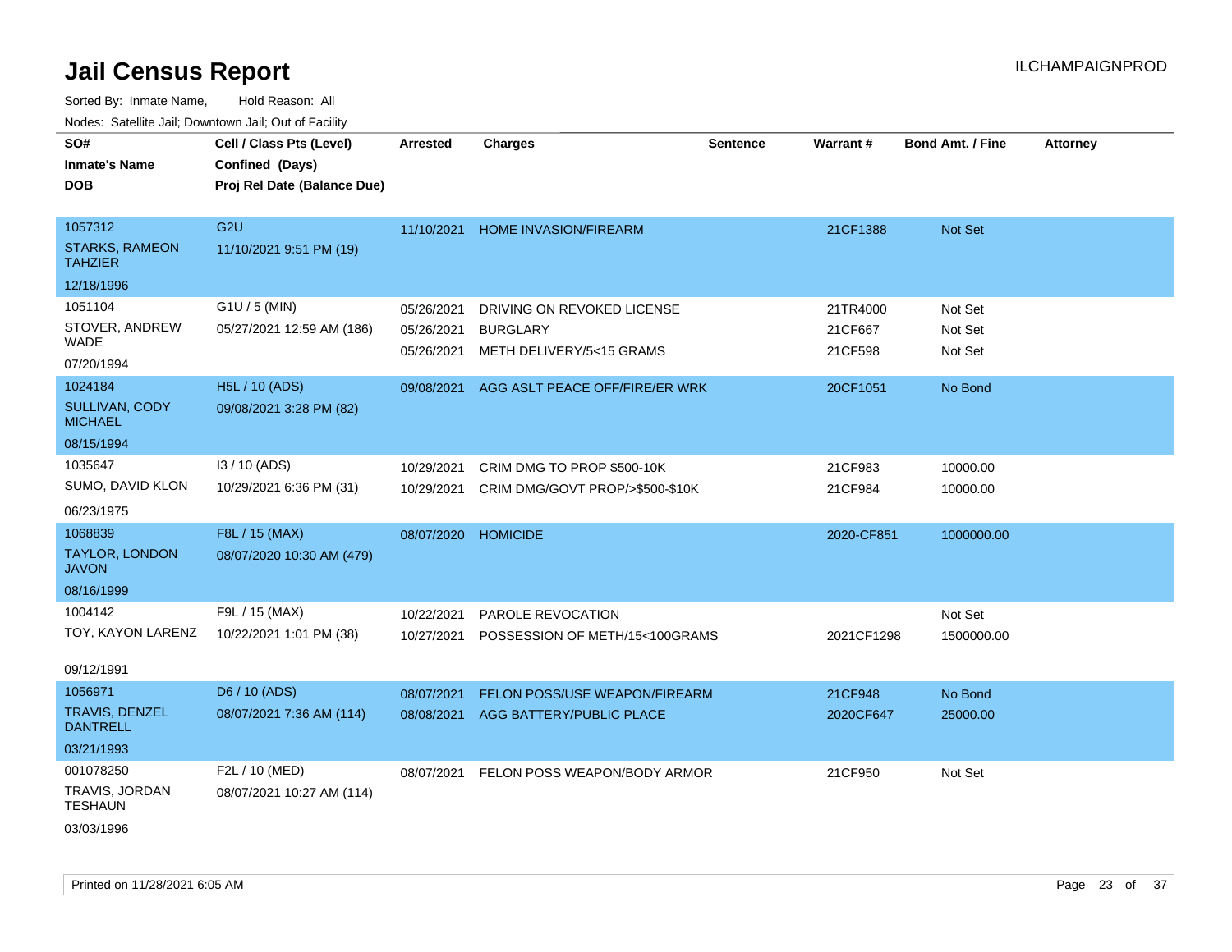# Jail Census Report

ILCHAMPAIGNPROD

Sorted By: Inmate Name, Hold Reason: All

Nodes: Satellite Jail; Downtown Jail; Out of Facility

| SO# / Inmate's Name / DOB | Cell / Class Pts (Level) / Confined (Days) / Proj Rel Date (Balance Due) | Arrested | Charges | Sentence | Warrant # | Bond Amt. / Fine | Attorney |
|---|---|---|---|---|---|---|---|
| 1057312 STARKS, RAMEON TAHZIER 12/18/1996 | G2U 11/10/2021 9:51 PM (19) | 11/10/2021 | HOME INVASION/FIREARM | | 21CF1388 | Not Set | |
| 1051104 STOVER, ANDREW WADE 07/20/1994 | G1U / 5 (MIN) 05/27/2021 12:59 AM (186) | 05/26/2021 | DRIVING ON REVOKED LICENSE | | 21TR4000 | Not Set | |
| | | 05/26/2021 | BURGLARY | | 21CF667 | Not Set | |
| | | 05/26/2021 | METH DELIVERY/5<15 GRAMS | | 21CF598 | Not Set | |
| 1024184 SULLIVAN, CODY MICHAEL 08/15/1994 | H5L / 10 (ADS) 09/08/2021 3:28 PM (82) | 09/08/2021 | AGG ASLT PEACE OFF/FIRE/ER WRK | | 20CF1051 | No Bond | |
| 1035647 SUMO, DAVID KLON 06/23/1975 | I3 / 10 (ADS) 10/29/2021 6:36 PM (31) | 10/29/2021 | CRIM DMG TO PROP $500-10K | | 21CF983 | 10000.00 | |
| | | 10/29/2021 | CRIM DMG/GOVT PROP/>$500-$10K | | 21CF984 | 10000.00 | |
| 1068839 TAYLOR, LONDON JAVON 08/16/1999 | F8L / 15 (MAX) 08/07/2020 10:30 AM (479) | 08/07/2020 | HOMICIDE | | 2020-CF851 | 1000000.00 | |
| 1004142 TOY, KAYON LARENZ 09/12/1991 | F9L / 15 (MAX) 10/22/2021 1:01 PM (38) | 10/22/2021 | PAROLE REVOCATION | | | Not Set | |
| | | 10/27/2021 | POSSESSION OF METH/15<100GRAMS | | 2021CF1298 | 1500000.00 | |
| 1056971 TRAVIS, DENZEL DANTRELL 03/21/1993 | D6 / 10 (ADS) 08/07/2021 7:36 AM (114) | 08/07/2021 | FELON POSS/USE WEAPON/FIREARM | | 21CF948 | No Bond | |
| | | 08/08/2021 | AGG BATTERY/PUBLIC PLACE | | 2020CF647 | 25000.00 | |
| 001078250 TRAVIS, JORDAN TESHAUN 03/03/1996 | F2L / 10 (MED) 08/07/2021 10:27 AM (114) | 08/07/2021 | FELON POSS WEAPON/BODY ARMOR | | 21CF950 | Not Set | |

Printed on 11/28/2021 6:05 AM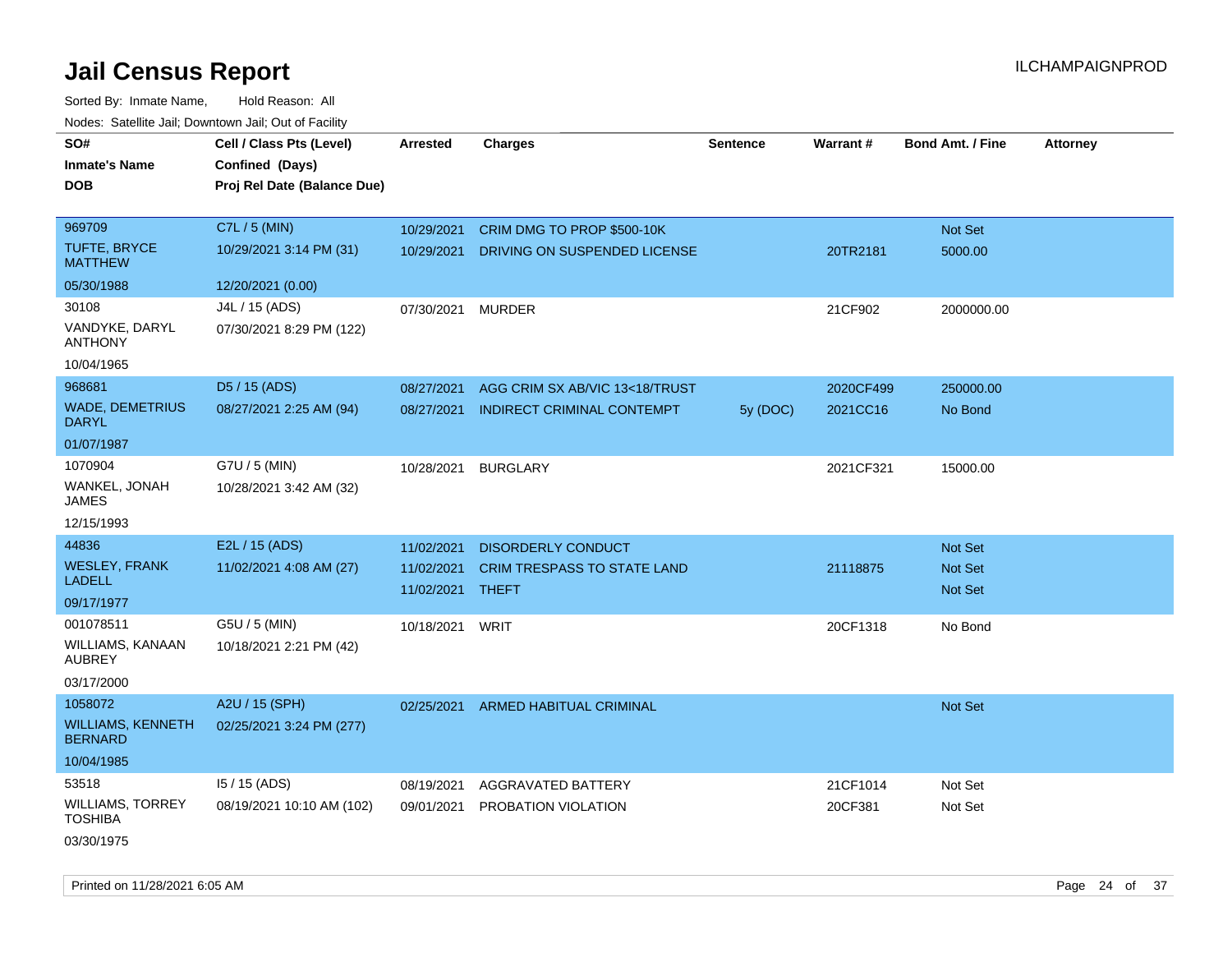# Jail Census Report

ILCHAMPAIGNPROD

Sorted By: Inmate Name, Hold Reason: All

Nodes: Satellite Jail; Downtown Jail; Out of Facility

| SO# / Inmate's Name / DOB | Cell / Class Pts (Level) / Confined (Days) / Proj Rel Date (Balance Due) | Arrested | Charges | Sentence | Warrant # | Bond Amt. / Fine | Attorney |
|---|---|---|---|---|---|---|---|
| 969709 TUFTE, BRYCE MATTHEW 05/30/1988 | C7L / 5 (MIN) 10/29/2021 3:14 PM (31) 12/20/2021 (0.00) | 10/29/2021 | CRIM DMG TO PROP $500-10K | | | Not Set | |
| | | 10/29/2021 | DRIVING ON SUSPENDED LICENSE | | 20TR2181 | 5000.00 | |
| 30108 VANDYKE, DARYL ANTHONY 10/04/1965 | J4L / 15 (ADS) 07/30/2021 8:29 PM (122) | 07/30/2021 | MURDER | | 21CF902 | 2000000.00 | |
| 968681 WADE, DEMETRIUS DARYL 01/07/1987 | D5 / 15 (ADS) 08/27/2021 2:25 AM (94) | 08/27/2021 | AGG CRIM SX AB/VIC 13<18/TRUST | | 2020CF499 | 250000.00 | |
| | | 08/27/2021 | INDIRECT CRIMINAL CONTEMPT | 5y (DOC) | 2021CC16 | No Bond | |
| 1070904 WANKEL, JONAH JAMES 12/15/1993 | G7U / 5 (MIN) 10/28/2021 3:42 AM (32) | 10/28/2021 | BURGLARY | | 2021CF321 | 15000.00 | |
| 44836 WESLEY, FRANK LADELL 09/17/1977 | E2L / 15 (ADS) 11/02/2021 4:08 AM (27) | 11/02/2021 | DISORDERLY CONDUCT | | | Not Set | |
| | | 11/02/2021 | CRIM TRESPASS TO STATE LAND | | 21118875 | Not Set | |
| | | 11/02/2021 | THEFT | | | Not Set | |
| 001078511 WILLIAMS, KANAAN AUBREY 03/17/2000 | G5U / 5 (MIN) 10/18/2021 2:21 PM (42) | 10/18/2021 | WRIT | | 20CF1318 | No Bond | |
| 1058072 WILLIAMS, KENNETH BERNARD 10/04/1985 | A2U / 15 (SPH) 02/25/2021 3:24 PM (277) | 02/25/2021 | ARMED HABITUAL CRIMINAL | | | Not Set | |
| 53518 WILLIAMS, TORREY TOSHIBA 03/30/1975 | I5 / 15 (ADS) 08/19/2021 10:10 AM (102) | 08/19/2021 | AGGRAVATED BATTERY | | 21CF1014 | Not Set | |
| | | 09/01/2021 | PROBATION VIOLATION | | 20CF381 | Not Set | |

Printed on 11/28/2021 6:05 AM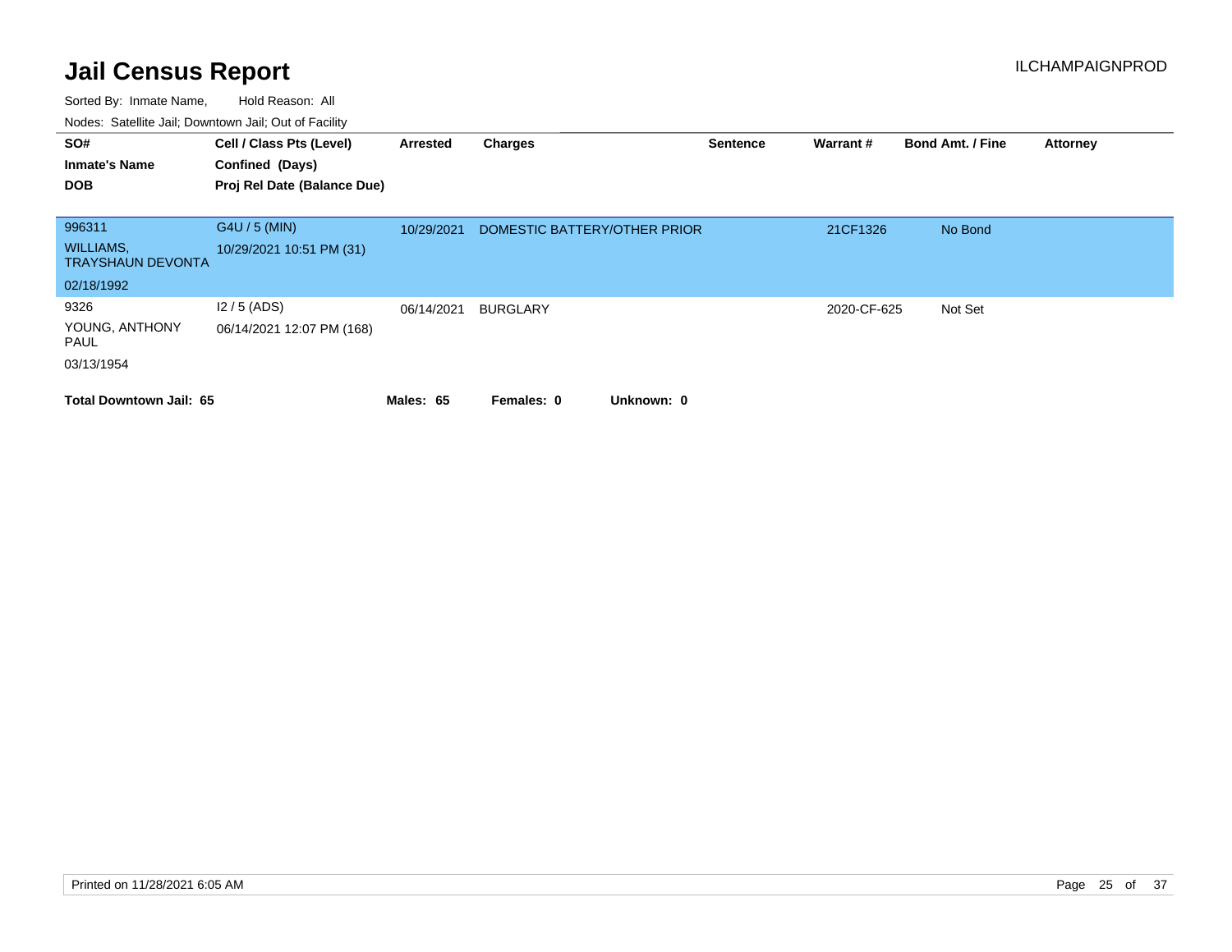# Jail Census Report

Sorted By: Inmate Name, Hold Reason: All

Nodes: Satellite Jail; Downtown Jail; Out of Facility

| SO# / Inmate's Name / DOB | Cell / Class Pts (Level) / Confined (Days) / Proj Rel Date (Balance Due) | Arrested | Charges | Sentence | Warrant # | Bond Amt. / Fine | Attorney |
|---|---|---|---|---|---|---|---|
| 996311<br>WILLIAMS, TRAYSHAUN DEVONTA<br>02/18/1992 | G4U / 5 (MIN)<br>10/29/2021 10:51 PM (31) | 10/29/2021 | DOMESTIC BATTERY/OTHER PRIOR | | 21CF1326 | No Bond | |
| 9326<br>YOUNG, ANTHONY PAUL<br>03/13/1954 | I2 / 5 (ADS)<br>06/14/2021 12:07 PM (168) | 06/14/2021 | BURGLARY | | 2020-CF-625 | Not Set | |

**Total Downtown Jail: 65** **Males: 65** **Females: 0** **Unknown: 0**

Printed on 11/28/2021 6:05 AM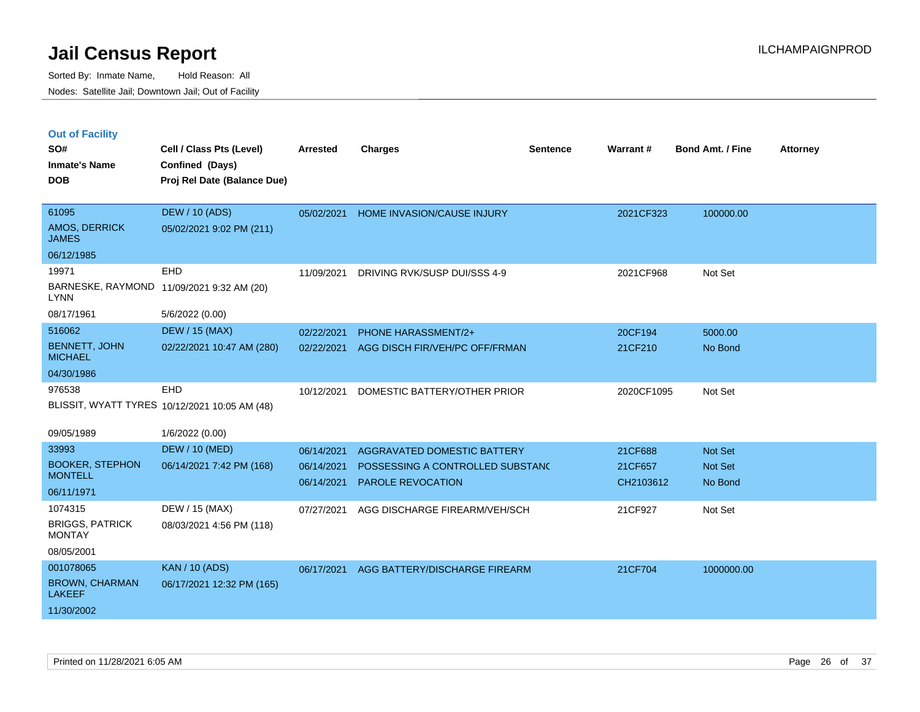# Jail Census Report

Sorted By: Inmate Name, Hold Reason: All

Nodes: Satellite Jail; Downtown Jail; Out of Facility

ILCHAMPAIGNPROD

## Out of Facility

| SO# / Inmate's Name / DOB | Cell / Class Pts (Level) / Confined (Days) / Proj Rel Date (Balance Due) | Arrested | Charges | Sentence | Warrant # | Bond Amt. / Fine | Attorney |
|---|---|---|---|---|---|---|---|
| 61095 AMOS, DERRICK JAMES 06/12/1985 | DEW / 10 (ADS) 05/02/2021 9:02 PM (211) | 05/02/2021 | HOME INVASION/CAUSE INJURY | | 2021CF323 | 100000.00 | |
| 19971 BARNESKE, RAYMOND LYNN 08/17/1961 | EHD 11/09/2021 9:32 AM (20) 5/6/2022 (0.00) | 11/09/2021 | DRIVING RVK/SUSP DUI/SSS 4-9 | | 2021CF968 | Not Set | |
| 516062 BENNETT, JOHN MICHAEL 04/30/1986 | DEW / 15 (MAX) 02/22/2021 10:47 AM (280) | 02/22/2021 | PHONE HARASSMENT/2+ | | 20CF194 | 5000.00 | |
| | | 02/22/2021 | AGG DISCH FIR/VEH/PC OFF/FRMAN | | 21CF210 | No Bond | |
| 976538 BLISSIT, WYATT TYRES 09/05/1989 | EHD 10/12/2021 10:05 AM (48) 1/6/2022 (0.00) | 10/12/2021 | DOMESTIC BATTERY/OTHER PRIOR | | 2020CF1095 | Not Set | |
| 33993 BOOKER, STEPHON MONTELL 06/11/1971 | DEW / 10 (MED) 06/14/2021 7:42 PM (168) | 06/14/2021 | AGGRAVATED DOMESTIC BATTERY | | 21CF688 | Not Set | |
| | | 06/14/2021 | POSSESSING A CONTROLLED SUBSTANC | | 21CF657 | Not Set | |
| | | 06/14/2021 | PAROLE REVOCATION | | CH2103612 | No Bond | |
| 1074315 BRIGGS, PATRICK MONTAY 08/05/2001 | DEW / 15 (MAX) 08/03/2021 4:56 PM (118) | 07/27/2021 | AGG DISCHARGE FIREARM/VEH/SCH | | 21CF927 | Not Set | |
| 001078065 BROWN, CHARMAN LAKEEF 11/30/2002 | KAN / 10 (ADS) 06/17/2021 12:32 PM (165) | 06/17/2021 | AGG BATTERY/DISCHARGE FIREARM | | 21CF704 | 1000000.00 | |

Printed on 11/28/2021 6:05 AM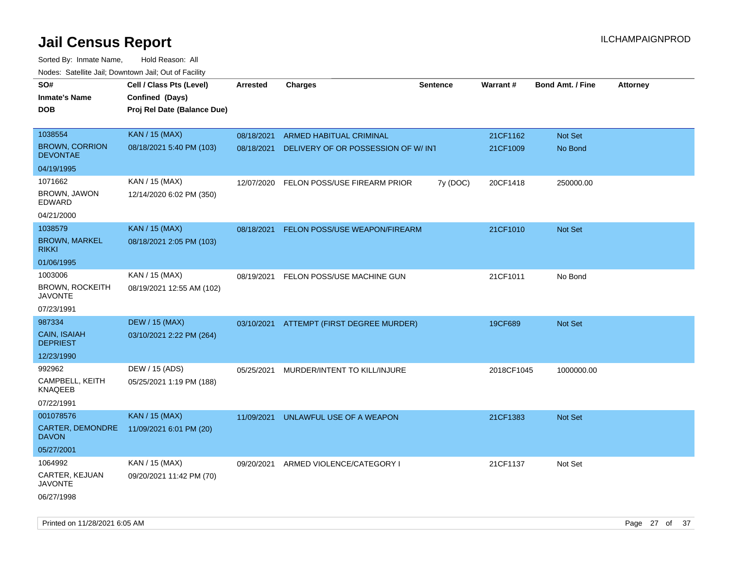# Jail Census Report

ILCHAMPAIGNPROD

Sorted By: Inmate Name, Hold Reason: All

Nodes: Satellite Jail; Downtown Jail; Out of Facility

| SO# / Inmate's Name / DOB | Cell / Class Pts (Level) / Confined (Days) / Proj Rel Date (Balance Due) | Arrested | Charges | Sentence | Warrant # | Bond Amt. / Fine | Attorney |
|---|---|---|---|---|---|---|---|
| 1038554 BROWN, CORRION DEVONTAE 04/19/1995 | KAN / 15 (MAX) 08/18/2021 5:40 PM (103) | 08/18/2021 | ARMED HABITUAL CRIMINAL | | 21CF1162 | Not Set | |
| | | 08/18/2021 | DELIVERY OF OR POSSESSION OF W/ INT | | 21CF1009 | No Bond | |
| 1071662 BROWN, JAWON EDWARD 04/21/2000 | KAN / 15 (MAX) 12/14/2020 6:02 PM (350) | 12/07/2020 | FELON POSS/USE FIREARM PRIOR | 7y (DOC) | 20CF1418 | 250000.00 | |
| 1038579 BROWN, MARKEL RIKKI 01/06/1995 | KAN / 15 (MAX) 08/18/2021 2:05 PM (103) | 08/18/2021 | FELON POSS/USE WEAPON/FIREARM | | 21CF1010 | Not Set | |
| 1003006 BROWN, ROCKEITH JAVONTE 07/23/1991 | KAN / 15 (MAX) 08/19/2021 12:55 AM (102) | 08/19/2021 | FELON POSS/USE MACHINE GUN | | 21CF1011 | No Bond | |
| 987334 CAIN, ISAIAH DEPRIEST 12/23/1990 | DEW / 15 (MAX) 03/10/2021 2:22 PM (264) | 03/10/2021 | ATTEMPT (FIRST DEGREE MURDER) | | 19CF689 | Not Set | |
| 992962 CAMPBELL, KEITH KNAQEEB 07/22/1991 | DEW / 15 (ADS) 05/25/2021 1:19 PM (188) | 05/25/2021 | MURDER/INTENT TO KILL/INJURE | | 2018CF1045 | 1000000.00 | |
| 001078576 CARTER, DEMONDRE DAVON 05/27/2001 | KAN / 15 (MAX) 11/09/2021 6:01 PM (20) | 11/09/2021 | UNLAWFUL USE OF A WEAPON | | 21CF1383 | Not Set | |
| 1064992 CARTER, KEJUAN JAVONTE 06/27/1998 | KAN / 15 (MAX) 09/20/2021 11:42 PM (70) | 09/20/2021 | ARMED VIOLENCE/CATEGORY I | | 21CF1137 | Not Set | |

Printed on 11/28/2021 6:05 AM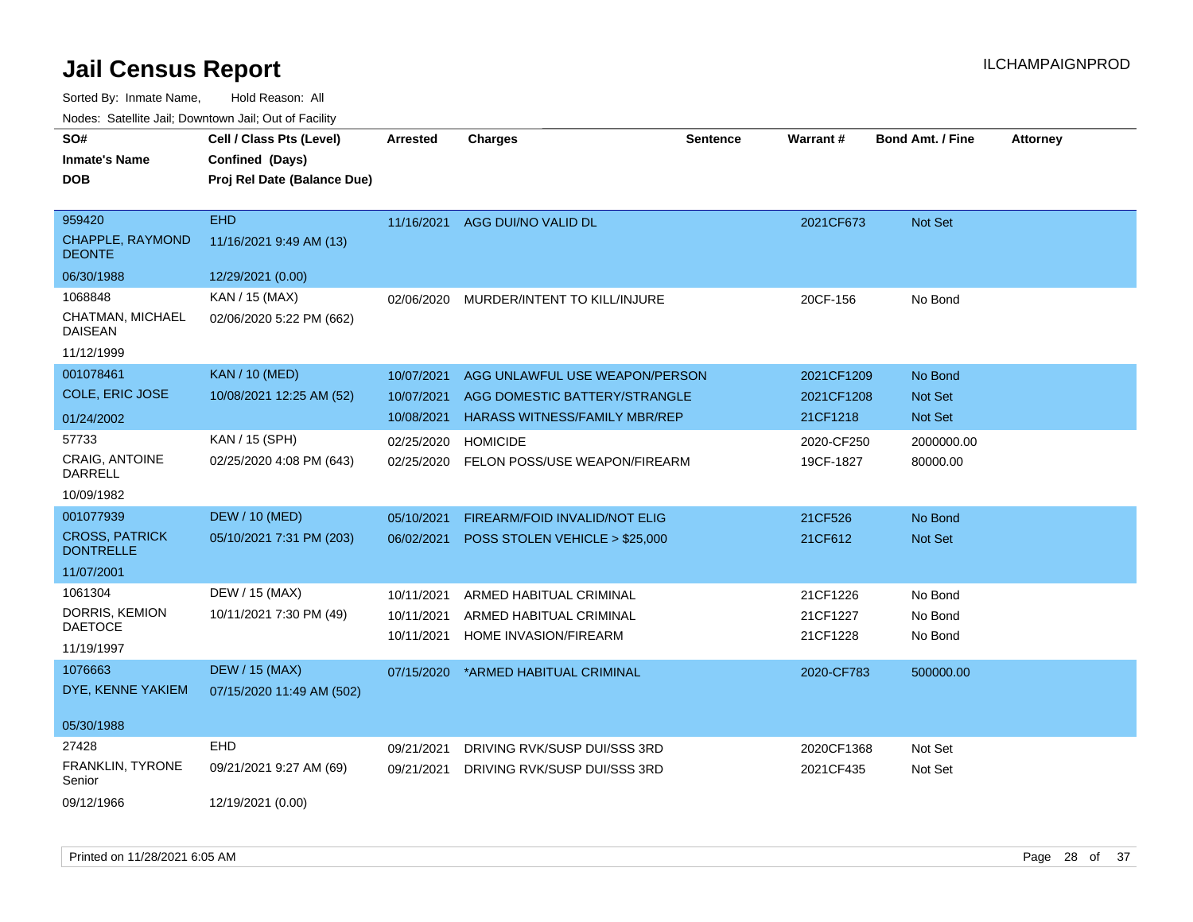# Jail Census Report

ILCHAMPAIGNPROD

Sorted By: Inmate Name, Hold Reason: All

Nodes: Satellite Jail; Downtown Jail; Out of Facility

| SO# / Inmate's Name / DOB | Cell / Class Pts (Level) / Confined (Days) / Proj Rel Date (Balance Due) | Arrested | Charges | Sentence | Warrant # | Bond Amt. / Fine | Attorney |
|---|---|---|---|---|---|---|---|
| 959420<br>CHAPPLE, RAYMOND DEONTE<br>06/30/1988 | EHD<br>11/16/2021 9:49 AM (13)<br>12/29/2021 (0.00) | 11/16/2021 | AGG DUI/NO VALID DL | | 2021CF673 | Not Set | |
| 1068848<br>CHATMAN, MICHAEL DAISEAN<br>11/12/1999 | KAN / 15 (MAX)<br>02/06/2020 5:22 PM (662) | 02/06/2020 | MURDER/INTENT TO KILL/INJURE | | 20CF-156 | No Bond | |
| 001078461<br>COLE, ERIC JOSE<br>01/24/2002 | KAN / 10 (MED)<br>10/08/2021 12:25 AM (52) | 10/07/2021<br>10/07/2021<br>10/08/2021 | AGG UNLAWFUL USE WEAPON/PERSON<br>AGG DOMESTIC BATTERY/STRANGLE<br>HARASS WITNESS/FAMILY MBR/REP | | 2021CF1209<br>2021CF1208<br>21CF1218 | No Bond<br>Not Set<br>Not Set | |
| 57733<br>CRAIG, ANTOINE DARRELL<br>10/09/1982 | KAN / 15 (SPH)<br>02/25/2020 4:08 PM (643) | 02/25/2020<br>02/25/2020 | HOMICIDE<br>FELON POSS/USE WEAPON/FIREARM | | 2020-CF250<br>19CF-1827 | 2000000.00<br>80000.00 | |
| 001077939<br>CROSS, PATRICK DONTRELLE<br>11/07/2001 | DEW / 10 (MED)<br>05/10/2021 7:31 PM (203) | 05/10/2021<br>06/02/2021 | FIREARM/FOID INVALID/NOT ELIG<br>POSS STOLEN VEHICLE > $25,000 | | 21CF526<br>21CF612 | No Bond<br>Not Set | |
| 1061304<br>DORRIS, KEMION DAETOCE<br>11/19/1997 | DEW / 15 (MAX)<br>10/11/2021 7:30 PM (49) | 10/11/2021<br>10/11/2021<br>10/11/2021 | ARMED HABITUAL CRIMINAL<br>ARMED HABITUAL CRIMINAL<br>HOME INVASION/FIREARM | | 21CF1226<br>21CF1227<br>21CF1228 | No Bond<br>No Bond<br>No Bond | |
| 1076663<br>DYE, KENNE YAKIEM<br>05/30/1988 | DEW / 15 (MAX)<br>07/15/2020 11:49 AM (502) | 07/15/2020 | *ARMED HABITUAL CRIMINAL | | 2020-CF783 | 500000.00 | |
| 27428<br>FRANKLIN, TYRONE Senior<br>09/12/1966 | EHD<br>09/21/2021 9:27 AM (69)<br>12/19/2021 (0.00) | 09/21/2021<br>09/21/2021 | DRIVING RVK/SUSP DUI/SSS 3RD<br>DRIVING RVK/SUSP DUI/SSS 3RD | | 2020CF1368<br>2021CF435 | Not Set<br>Not Set | |

Printed on 11/28/2021 6:05 AM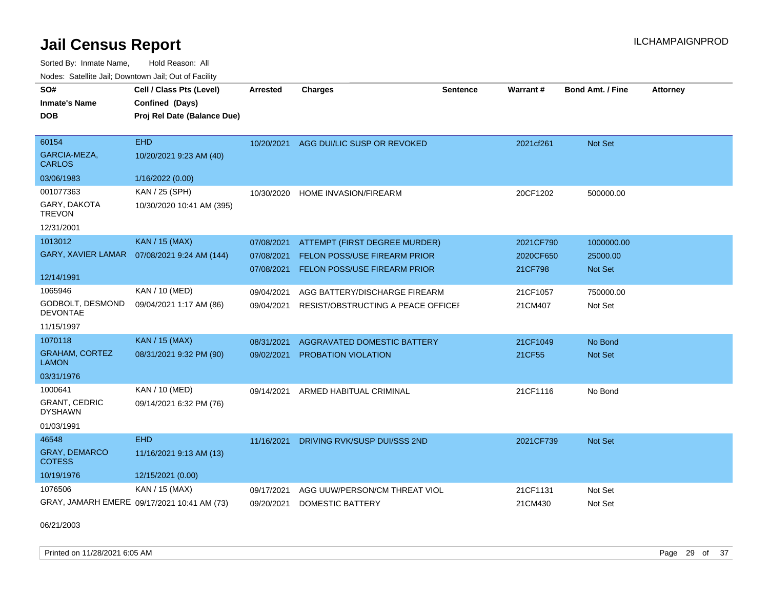# Jail Census Report

ILCHAMPAIGNPROD

Sorted By: Inmate Name, Hold Reason: All

Nodes: Satellite Jail; Downtown Jail; Out of Facility

| SO# / Inmate's Name / DOB | Cell / Class Pts (Level) / Confined (Days) / Proj Rel Date (Balance Due) | Arrested | Charges | Sentence | Warrant # | Bond Amt. / Fine | Attorney |
|---|---|---|---|---|---|---|---|
| 60154<br>GARCIA-MEZA, CARLOS<br>03/06/1983 | EHD<br>10/20/2021 9:23 AM (40)<br>1/16/2022 (0.00) | 10/20/2021 | AGG DUI/LIC SUSP OR REVOKED | | 2021cf261 | Not Set | |
| 001077363<br>GARY, DAKOTA TREVON<br>12/31/2001 | KAN / 25 (SPH)<br>10/30/2020 10:41 AM (395) | 10/30/2020 | HOME INVASION/FIREARM | | 20CF1202 | 500000.00 | |
| 1013012<br>GARY, XAVIER LAMAR<br>12/14/1991 | KAN / 15 (MAX)<br>07/08/2021 9:24 AM (144) | 07/08/2021 | ATTEMPT (FIRST DEGREE MURDER) | | 2021CF790 | 1000000.00 | |
| | | 07/08/2021 | FELON POSS/USE FIREARM PRIOR | | 2020CF650 | 25000.00 | |
| | | 07/08/2021 | FELON POSS/USE FIREARM PRIOR | | 21CF798 | Not Set | |
| 1065946<br>GODBOLT, DESMOND DEVONTAE<br>11/15/1997 | KAN / 10 (MED)<br>09/04/2021 1:17 AM (86) | 09/04/2021 | AGG BATTERY/DISCHARGE FIREARM | | 21CF1057 | 750000.00 | |
| | | 09/04/2021 | RESIST/OBSTRUCTING A PEACE OFFICEI | | 21CM407 | Not Set | |
| 1070118<br>GRAHAM, CORTEZ LAMON<br>03/31/1976 | KAN / 15 (MAX)<br>08/31/2021 9:32 PM (90) | 08/31/2021 | AGGRAVATED DOMESTIC BATTERY | | 21CF1049 | No Bond | |
| | | 09/02/2021 | PROBATION VIOLATION | | 21CF55 | Not Set | |
| 1000641<br>GRANT, CEDRIC DYSHAWN<br>01/03/1991 | KAN / 10 (MED)<br>09/14/2021 6:32 PM (76) | 09/14/2021 | ARMED HABITUAL CRIMINAL | | 21CF1116 | No Bond | |
| 46548<br>GRAY, DEMARCO COTESS<br>10/19/1976 | EHD<br>11/16/2021 9:13 AM (13)<br>12/15/2021 (0.00) | 11/16/2021 | DRIVING RVK/SUSP DUI/SSS 2ND | | 2021CF739 | Not Set | |
| 1076506<br>GRAY, JAMARH EMERE<br>06/21/2003 | KAN / 15 (MAX)<br>09/17/2021 10:41 AM (73) | 09/17/2021 | AGG UUW/PERSON/CM THREAT VIOL | | 21CF1131 | Not Set | |
| | | 09/20/2021 | DOMESTIC BATTERY | | 21CM430 | Not Set | |

Printed on 11/28/2021 6:05 AM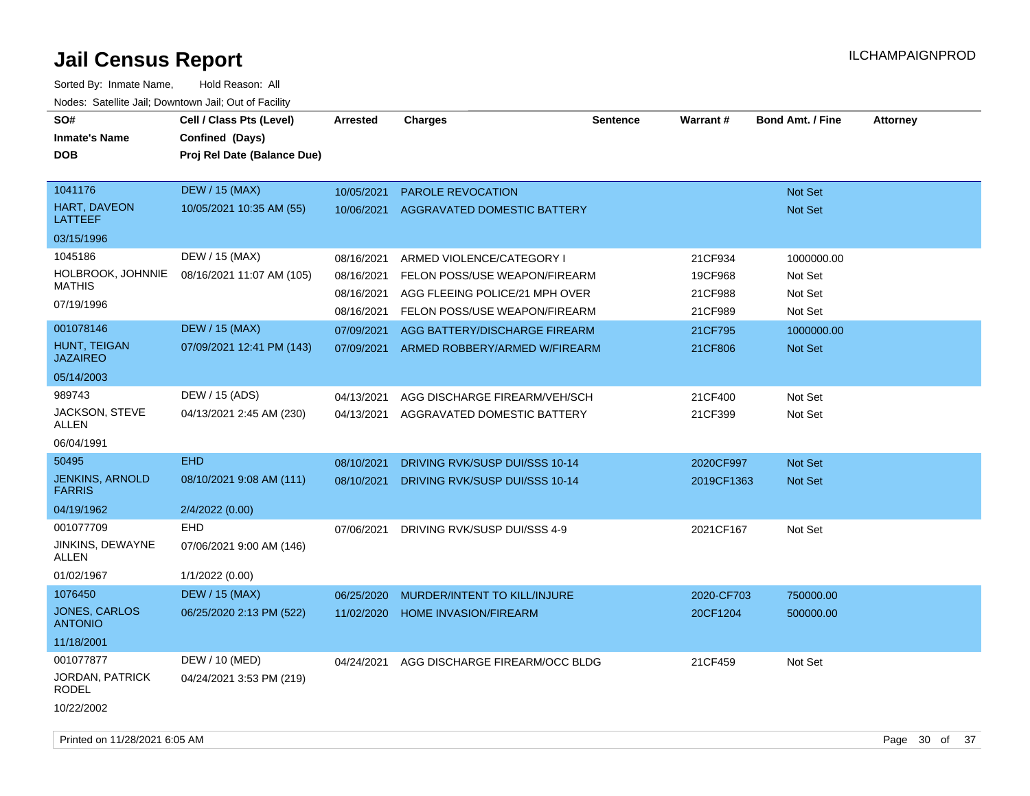# Jail Census Report

ILCHAMPAIGNPROD

Sorted By: Inmate Name, Hold Reason: All

Nodes: Satellite Jail; Downtown Jail; Out of Facility

| SO# / Inmate's Name / DOB | Cell / Class Pts (Level) / Confined (Days) / Proj Rel Date (Balance Due) | Arrested | Charges | Sentence | Warrant # | Bond Amt. / Fine | Attorney |
|---|---|---|---|---|---|---|---|
| 1041176<br>HART, DAVEON LATTEEF<br>03/15/1996 | DEW / 15 (MAX)<br>10/05/2021 10:35 AM (55) | 10/05/2021 | PAROLE REVOCATION | | | Not Set | |
| | | 10/06/2021 | AGGRAVATED DOMESTIC BATTERY | | | Not Set | |
| 1045186<br>HOLBROOK, JOHNNIE MATHIS<br>07/19/1996 | DEW / 15 (MAX)<br>08/16/2021 11:07 AM (105) | 08/16/2021 | ARMED VIOLENCE/CATEGORY I | | 21CF934 | 1000000.00 | |
| | | 08/16/2021 | FELON POSS/USE WEAPON/FIREARM | | 19CF968 | Not Set | |
| | | 08/16/2021 | AGG FLEEING POLICE/21 MPH OVER | | 21CF988 | Not Set | |
| | | 08/16/2021 | FELON POSS/USE WEAPON/FIREARM | | 21CF989 | Not Set | |
| 001078146<br>HUNT, TEIGAN JAZAIREO<br>05/14/2003 | DEW / 15 (MAX)<br>07/09/2021 12:41 PM (143) | 07/09/2021 | AGG BATTERY/DISCHARGE FIREARM | | 21CF795 | 1000000.00 | |
| | | 07/09/2021 | ARMED ROBBERY/ARMED W/FIREARM | | 21CF806 | Not Set | |
| 989743<br>JACKSON, STEVE ALLEN<br>06/04/1991 | DEW / 15 (ADS)<br>04/13/2021 2:45 AM (230) | 04/13/2021 | AGG DISCHARGE FIREARM/VEH/SCH | | 21CF400 | Not Set | |
| | | 04/13/2021 | AGGRAVATED DOMESTIC BATTERY | | 21CF399 | Not Set | |
| 50495<br>JENKINS, ARNOLD FARRIS<br>04/19/1962 | EHD<br>08/10/2021 9:08 AM (111)<br>2/4/2022 (0.00) | 08/10/2021 | DRIVING RVK/SUSP DUI/SSS 10-14 | | 2020CF997 | Not Set | |
| | | 08/10/2021 | DRIVING RVK/SUSP DUI/SSS 10-14 | | 2019CF1363 | Not Set | |
| 001077709<br>JINKINS, DEWAYNE ALLEN<br>01/02/1967 | EHD<br>07/06/2021 9:00 AM (146)<br>1/1/2022 (0.00) | 07/06/2021 | DRIVING RVK/SUSP DUI/SSS 4-9 | | 2021CF167 | Not Set | |
| 1076450<br>JONES, CARLOS ANTONIO<br>11/18/2001 | DEW / 15 (MAX)<br>06/25/2020 2:13 PM (522) | 06/25/2020 | MURDER/INTENT TO KILL/INJURE | | 2020-CF703 | 750000.00 | |
| | | 11/02/2020 | HOME INVASION/FIREARM | | 20CF1204 | 500000.00 | |
| 001077877<br>JORDAN, PATRICK RODEL<br>10/22/2002 | DEW / 10 (MED)<br>04/24/2021 3:53 PM (219) | 04/24/2021 | AGG DISCHARGE FIREARM/OCC BLDG | | 21CF459 | Not Set | |

Printed on 11/28/2021 6:05 AM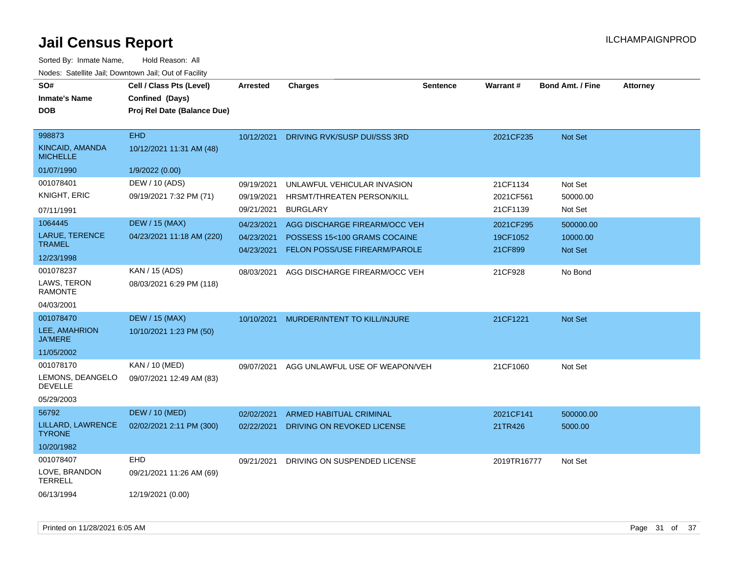# Jail Census Report

ILCHAMPAIGNPROD

Sorted By: Inmate Name, Hold Reason: All

Nodes: Satellite Jail; Downtown Jail; Out of Facility

| SO# / Inmate's Name / DOB | Cell / Class Pts (Level) / Confined (Days) / Proj Rel Date (Balance Due) | Arrested | Charges | Sentence | Warrant # | Bond Amt. / Fine | Attorney |
|---|---|---|---|---|---|---|---|
| 998873<br>KINCAID, AMANDA MICHELLE<br>01/07/1990 | EHD<br>10/12/2021 11:31 AM (48)<br>1/9/2022 (0.00) | 10/12/2021 | DRIVING RVK/SUSP DUI/SSS 3RD | | 2021CF235 | Not Set | |
| 001078401<br>KNIGHT, ERIC<br>07/11/1991 | DEW / 10 (ADS)<br>09/19/2021 7:32 PM (71) | 09/19/2021<br>09/19/2021<br>09/21/2021 | UNLAWFUL VEHICULAR INVASION<br>HRSMT/THREATEN PERSON/KILL<br>BURGLARY | | 21CF1134<br>2021CF561<br>21CF1139 | Not Set<br>50000.00<br>Not Set | |
| 1064445<br>LARUE, TERENCE TRAMEL<br>12/23/1998 | DEW / 15 (MAX)<br>04/23/2021 11:18 AM (220) | 04/23/2021<br>04/23/2021<br>04/23/2021 | AGG DISCHARGE FIREARM/OCC VEH<br>POSSESS 15<100 GRAMS COCAINE<br>FELON POSS/USE FIREARM/PAROLE | | 2021CF295<br>19CF1052<br>21CF899 | 500000.00<br>10000.00<br>Not Set | |
| 001078237<br>LAWS, TERON RAMONTE<br>04/03/2001 | KAN / 15 (ADS)<br>08/03/2021 6:29 PM (118) | 08/03/2021 | AGG DISCHARGE FIREARM/OCC VEH | | 21CF928 | No Bond | |
| 001078470<br>LEE, AMAHRION JA'MERE<br>11/05/2002 | DEW / 15 (MAX)<br>10/10/2021 1:23 PM (50) | 10/10/2021 | MURDER/INTENT TO KILL/INJURE | | 21CF1221 | Not Set | |
| 001078170<br>LEMONS, DEANGELO DEVELLE<br>05/29/2003 | KAN / 10 (MED)<br>09/07/2021 12:49 AM (83) | 09/07/2021 | AGG UNLAWFUL USE OF WEAPON/VEH | | 21CF1060 | Not Set | |
| 56792<br>LILLARD, LAWRENCE TYRONE<br>10/20/1982 | DEW / 10 (MED)<br>02/02/2021 2:11 PM (300) | 02/02/2021<br>02/22/2021 | ARMED HABITUAL CRIMINAL<br>DRIVING ON REVOKED LICENSE | | 2021CF141<br>21TR426 | 500000.00<br>5000.00 | |
| 001078407<br>LOVE, BRANDON TERRELL<br>06/13/1994 | EHD<br>09/21/2021 11:26 AM (69)<br>12/19/2021 (0.00) | 09/21/2021 | DRIVING ON SUSPENDED LICENSE | | 2019TR16777 | Not Set | |

Printed on 11/28/2021 6:05 AM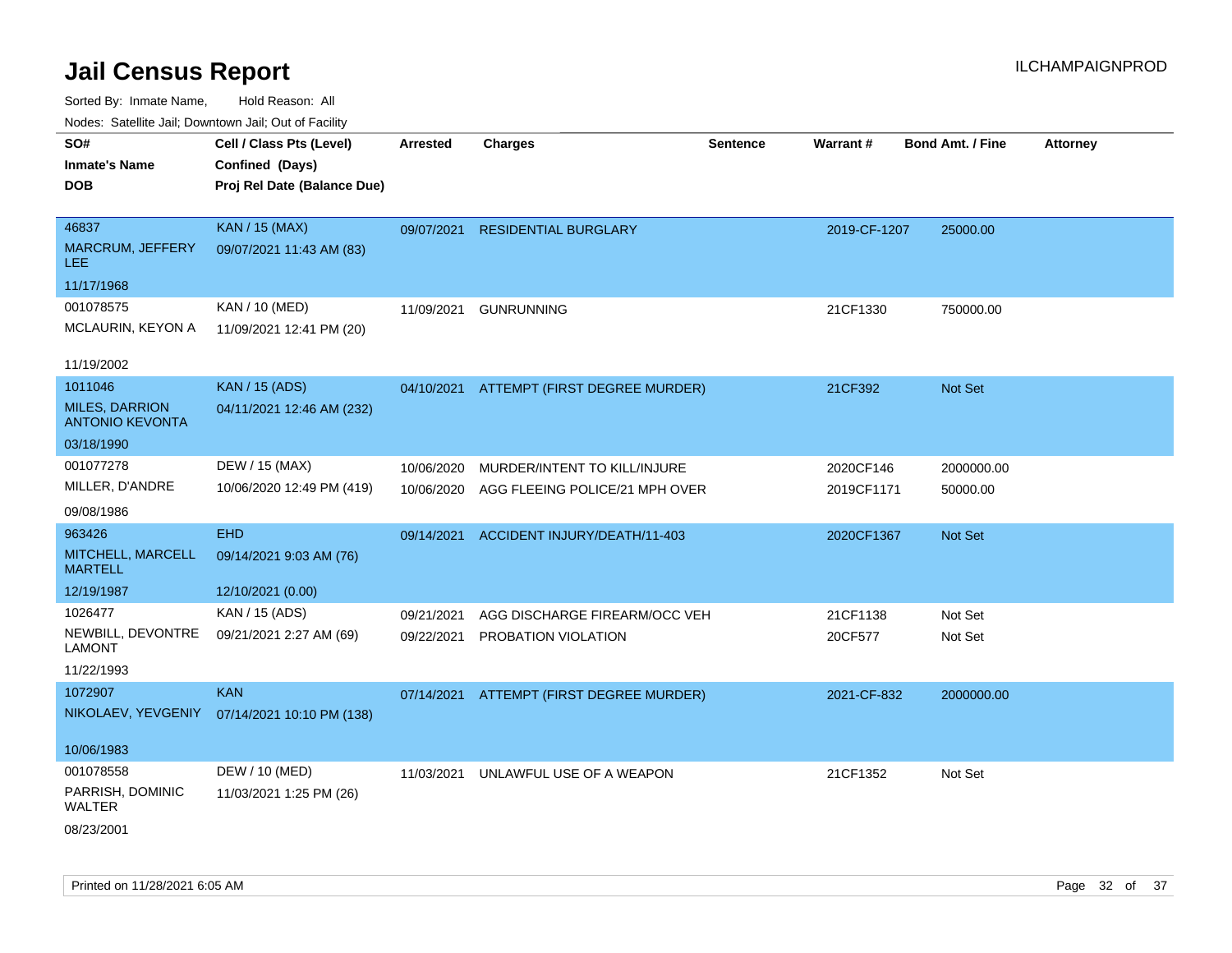# Jail Census Report

ILCHAMPAIGNPROD

Sorted By: Inmate Name, Hold Reason: All

Nodes: Satellite Jail; Downtown Jail; Out of Facility

| SO# / Inmate's Name / DOB | Cell / Class Pts (Level) / Confined (Days) / Proj Rel Date (Balance Due) | Arrested | Charges | Sentence | Warrant # | Bond Amt. / Fine | Attorney |
|---|---|---|---|---|---|---|---|
| 46837<br>MARCRUM, JEFFERY LEE<br>11/17/1968 | KAN / 15 (MAX)<br>09/07/2021 11:43 AM (83) | 09/07/2021 | RESIDENTIAL BURGLARY | | 2019-CF-1207 | 25000.00 | |
| 001078575<br>MCLAURIN, KEYON A<br>11/19/2002 | KAN / 10 (MED)<br>11/09/2021 12:41 PM (20) | 11/09/2021 | GUNRUNNING | | 21CF1330 | 750000.00 | |
| 1011046<br>MILES, DARRION ANTONIO KEVONTA<br>03/18/1990 | KAN / 15 (ADS)<br>04/11/2021 12:46 AM (232) | 04/10/2021 | ATTEMPT (FIRST DEGREE MURDER) | | 21CF392 | Not Set | |
| 001077278<br>MILLER, D'ANDRE<br>09/08/1986 | DEW / 15 (MAX)<br>10/06/2020 12:49 PM (419) | 10/06/2020<br>10/06/2020 | MURDER/INTENT TO KILL/INJURE<br>AGG FLEEING POLICE/21 MPH OVER | | 2020CF146<br>2019CF1171 | 2000000.00<br>50000.00 | |
| 963426<br>MITCHELL, MARCELL MARTELL<br>12/19/1987 | EHD<br>09/14/2021 9:03 AM (76)<br>12/10/2021 (0.00) | 09/14/2021 | ACCIDENT INJURY/DEATH/11-403 | | 2020CF1367 | Not Set | |
| 1026477<br>NEWBILL, DEVONTRE LAMONT<br>11/22/1993 | KAN / 15 (ADS)<br>09/21/2021 2:27 AM (69) | 09/21/2021<br>09/22/2021 | AGG DISCHARGE FIREARM/OCC VEH<br>PROBATION VIOLATION | | 21CF1138<br>20CF577 | Not Set<br>Not Set | |
| 1072907<br>NIKOLAEV, YEVGENIY<br>10/06/1983 | KAN<br>07/14/2021 10:10 PM (138) | 07/14/2021 | ATTEMPT (FIRST DEGREE MURDER) | | 2021-CF-832 | 2000000.00 | |
| 001078558<br>PARRISH, DOMINIC WALTER<br>08/23/2001 | DEW / 10 (MED)<br>11/03/2021 1:25 PM (26) | 11/03/2021 | UNLAWFUL USE OF A WEAPON | | 21CF1352 | Not Set | |

Printed on 11/28/2021 6:05 AM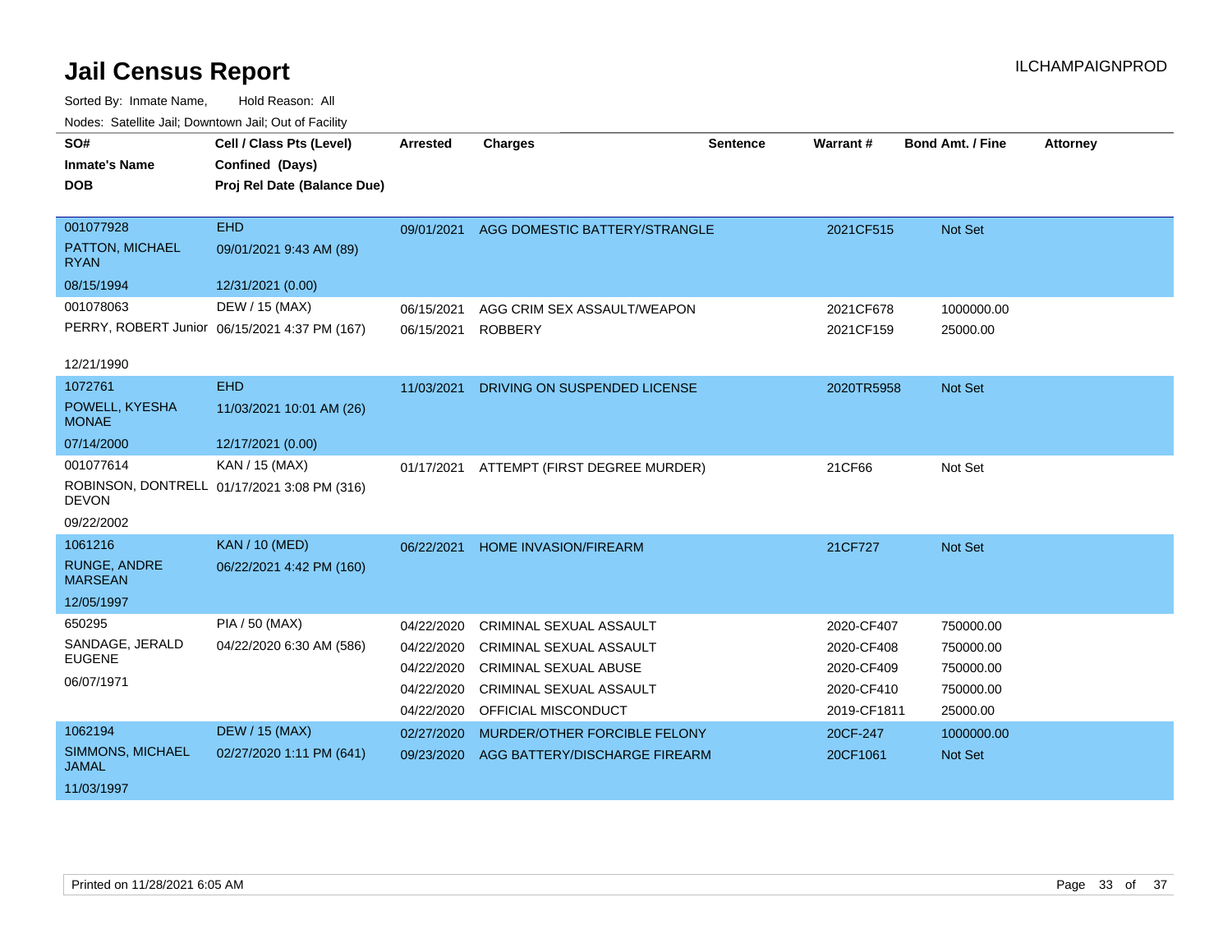# Jail Census Report

ILCHAMPAIGNPROD

Sorted By: Inmate Name, Hold Reason: All

Nodes: Satellite Jail; Downtown Jail; Out of Facility

| SO# / Inmate's Name / DOB | Cell / Class Pts (Level) / Confined (Days) / Proj Rel Date (Balance Due) | Arrested | Charges | Sentence | Warrant # | Bond Amt. / Fine | Attorney |
|---|---|---|---|---|---|---|---|
| 001077928<br>PATTON, MICHAEL RYAN<br>08/15/1994 | EHD<br>09/01/2021 9:43 AM (89)<br>12/31/2021 (0.00) | 09/01/2021 | AGG DOMESTIC BATTERY/STRANGLE | | 2021CF515 | Not Set | |
| 001078063<br>PERRY, ROBERT Junior<br>12/21/1990 | DEW / 15 (MAX)<br>06/15/2021 4:37 PM (167) | 06/15/2021 | AGG CRIM SEX ASSAULT/WEAPON | | 2021CF678 | 1000000.00 | |
| | | 06/15/2021 | ROBBERY | | 2021CF159 | 25000.00 | |
| 1072761<br>POWELL, KYESHA MONAE<br>07/14/2000 | EHD<br>11/03/2021 10:01 AM (26)<br>12/17/2021 (0.00) | 11/03/2021 | DRIVING ON SUSPENDED LICENSE | | 2020TR5958 | Not Set | |
| 001077614<br>ROBINSON, DONTRELL DEVON<br>09/22/2002 | KAN / 15 (MAX)<br>01/17/2021 3:08 PM (316) | 01/17/2021 | ATTEMPT (FIRST DEGREE MURDER) | | 21CF66 | Not Set | |
| 1061216<br>RUNGE, ANDRE MARSEAN<br>12/05/1997 | KAN / 10 (MED)<br>06/22/2021 4:42 PM (160) | 06/22/2021 | HOME INVASION/FIREARM | | 21CF727 | Not Set | |
| 650295<br>SANDAGE, JERALD EUGENE<br>06/07/1971 | PIA / 50 (MAX)<br>04/22/2020 6:30 AM (586) | 04/22/2020 | CRIMINAL SEXUAL ASSAULT | | 2020-CF407 | 750000.00 | |
| | | 04/22/2020 | CRIMINAL SEXUAL ASSAULT | | 2020-CF408 | 750000.00 | |
| | | 04/22/2020 | CRIMINAL SEXUAL ABUSE | | 2020-CF409 | 750000.00 | |
| | | 04/22/2020 | CRIMINAL SEXUAL ASSAULT | | 2020-CF410 | 750000.00 | |
| | | 04/22/2020 | OFFICIAL MISCONDUCT | | 2019-CF1811 | 25000.00 | |
| 1062194<br>SIMMONS, MICHAEL JAMAL<br>11/03/1997 | DEW / 15 (MAX)<br>02/27/2020 1:11 PM (641) | 02/27/2020 | MURDER/OTHER FORCIBLE FELONY | | 20CF-247 | 1000000.00 | |
| | | 09/23/2020 | AGG BATTERY/DISCHARGE FIREARM | | 20CF1061 | Not Set | |

Printed on 11/28/2021 6:05 AM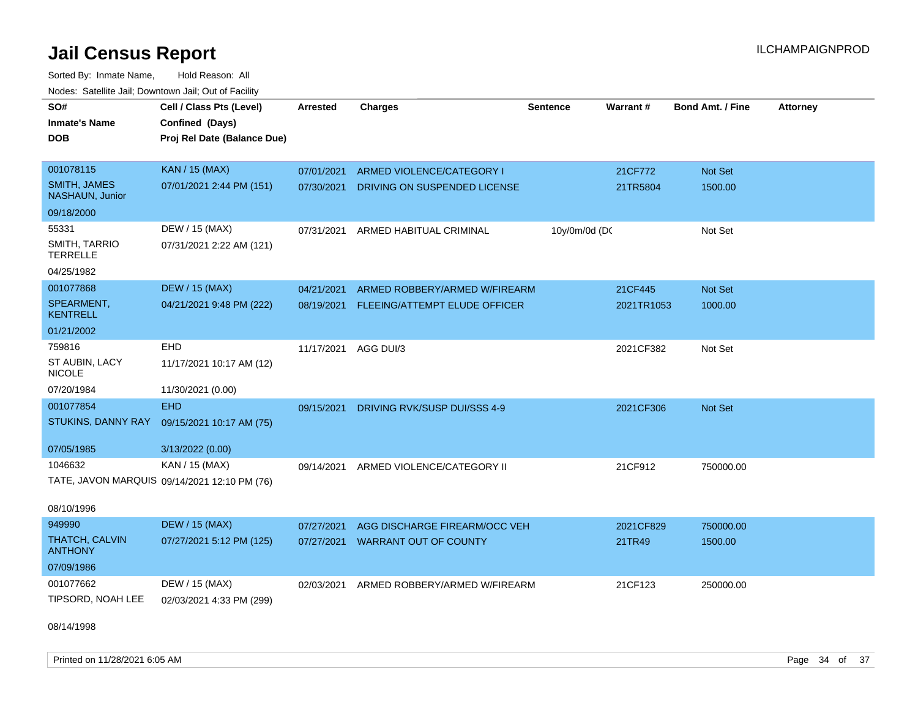# Jail Census Report

ILCHAMPAIGNPROD

Sorted By: Inmate Name, Hold Reason: All

Nodes: Satellite Jail; Downtown Jail; Out of Facility

| SO# / Inmate's Name / DOB | Cell / Class Pts (Level) / Confined (Days) / Proj Rel Date (Balance Due) | Arrested | Charges | Sentence | Warrant # | Bond Amt. / Fine | Attorney |
|---|---|---|---|---|---|---|---|
| 001078115<br>SMITH, JAMES NASHAUN, Junior<br>09/18/2000 | KAN / 15 (MAX)<br>07/01/2021 2:44 PM (151) | 07/01/2021<br>07/30/2021 | ARMED VIOLENCE/CATEGORY I<br>DRIVING ON SUSPENDED LICENSE | | 21CF772<br>21TR5804 | Not Set<br>1500.00 | |
| 55331<br>SMITH, TARRIO TERRELLE<br>04/25/1982 | DEW / 15 (MAX)<br>07/31/2021 2:22 AM (121) | 07/31/2021 | ARMED HABITUAL CRIMINAL | 10y/0m/0d (DC | | Not Set | |
| 001077868<br>SPEARMENT, KENTRELL<br>01/21/2002 | DEW / 15 (MAX)<br>04/21/2021 9:48 PM (222) | 04/21/2021<br>08/19/2021 | ARMED ROBBERY/ARMED W/FIREARM<br>FLEEING/ATTEMPT ELUDE OFFICER | | 21CF445<br>2021TR1053 | Not Set<br>1000.00 | |
| 759816<br>ST AUBIN, LACY NICOLE<br>07/20/1984 | EHD<br>11/17/2021 10:17 AM (12)<br>11/30/2021 (0.00) | 11/17/2021 | AGG DUI/3 | | 2021CF382 | Not Set | |
| 001077854<br>STUKINS, DANNY RAY<br>07/05/1985 | EHD<br>09/15/2021 10:17 AM (75)<br>3/13/2022 (0.00) | 09/15/2021 | DRIVING RVK/SUSP DUI/SSS 4-9 | | 2021CF306 | Not Set | |
| 1046632<br>TATE, JAVON MARQUIS<br>08/10/1996 | KAN / 15 (MAX)<br>09/14/2021 12:10 PM (76) | 09/14/2021 | ARMED VIOLENCE/CATEGORY II | | 21CF912 | 750000.00 | |
| 949990<br>THATCH, CALVIN ANTHONY<br>07/09/1986 | DEW / 15 (MAX)<br>07/27/2021 5:12 PM (125) | 07/27/2021<br>07/27/2021 | AGG DISCHARGE FIREARM/OCC VEH<br>WARRANT OUT OF COUNTY | | 2021CF829<br>21TR49 | 750000.00<br>1500.00 | |
| 001077662<br>TIPSORD, NOAH LEE<br>08/14/1998 | DEW / 15 (MAX)<br>02/03/2021 4:33 PM (299) | 02/03/2021 | ARMED ROBBERY/ARMED W/FIREARM | | 21CF123 | 250000.00 | |

Printed on 11/28/2021 6:05 AM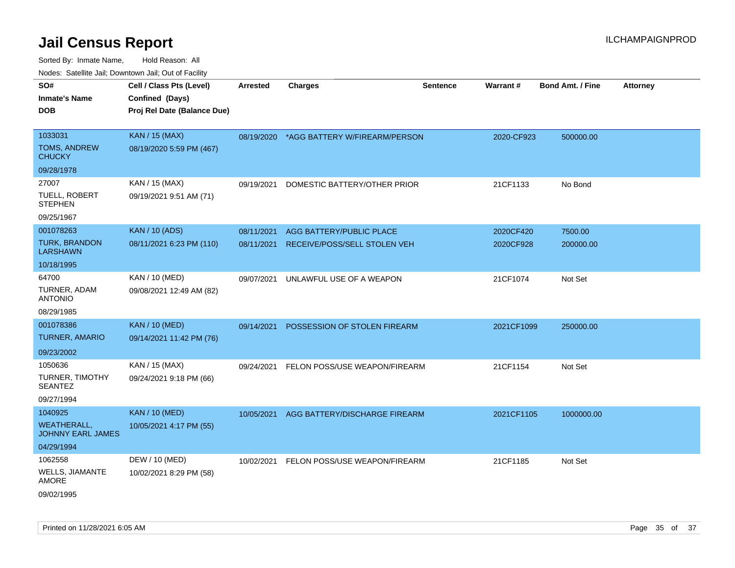# Jail Census Report

ILCHAMPAIGNPROD

Sorted By: Inmate Name, Hold Reason: All

Nodes: Satellite Jail; Downtown Jail; Out of Facility

| SO# / Inmate's Name / DOB | Cell / Class Pts (Level) / Confined (Days) / Proj Rel Date (Balance Due) | Arrested | Charges | Sentence | Warrant # | Bond Amt. / Fine | Attorney |
|---|---|---|---|---|---|---|---|
| 1033031<br>TOMS, ANDREW CHUCKY<br>09/28/1978 | KAN / 15 (MAX)<br>08/19/2020 5:59 PM (467) | 08/19/2020 | *AGG BATTERY W/FIREARM/PERSON | | 2020-CF923 | 500000.00 | |
| 27007<br>TUELL, ROBERT STEPHEN<br>09/25/1967 | KAN / 15 (MAX)<br>09/19/2021 9:51 AM (71) | 09/19/2021 | DOMESTIC BATTERY/OTHER PRIOR | | 21CF1133 | No Bond | |
| 001078263<br>TURK, BRANDON LARSHAWN<br>10/18/1995 | KAN / 10 (ADS)<br>08/11/2021 6:23 PM (110) | 08/11/2021<br>08/11/2021 | AGG BATTERY/PUBLIC PLACE<br>RECEIVE/POSS/SELL STOLEN VEH | | 2020CF420<br>2020CF928 | 7500.00<br>200000.00 | |
| 64700<br>TURNER, ADAM ANTONIO<br>08/29/1985 | KAN / 10 (MED)<br>09/08/2021 12:49 AM (82) | 09/07/2021 | UNLAWFUL USE OF A WEAPON | | 21CF1074 | Not Set | |
| 001078386<br>TURNER, AMARIO<br>09/23/2002 | KAN / 10 (MED)<br>09/14/2021 11:42 PM (76) | 09/14/2021 | POSSESSION OF STOLEN FIREARM | | 2021CF1099 | 250000.00 | |
| 1050636<br>TURNER, TIMOTHY SEANTEZ<br>09/27/1994 | KAN / 15 (MAX)<br>09/24/2021 9:18 PM (66) | 09/24/2021 | FELON POSS/USE WEAPON/FIREARM | | 21CF1154 | Not Set | |
| 1040925<br>WEATHERALL, JOHNNY EARL JAMES<br>04/29/1994 | KAN / 10 (MED)<br>10/05/2021 4:17 PM (55) | 10/05/2021 | AGG BATTERY/DISCHARGE FIREARM | | 2021CF1105 | 1000000.00 | |
| 1062558<br>WELLS, JIAMANTE AMORE<br>09/02/1995 | DEW / 10 (MED)<br>10/02/2021 8:29 PM (58) | 10/02/2021 | FELON POSS/USE WEAPON/FIREARM | | 21CF1185 | Not Set | |

Printed on 11/28/2021 6:05 AM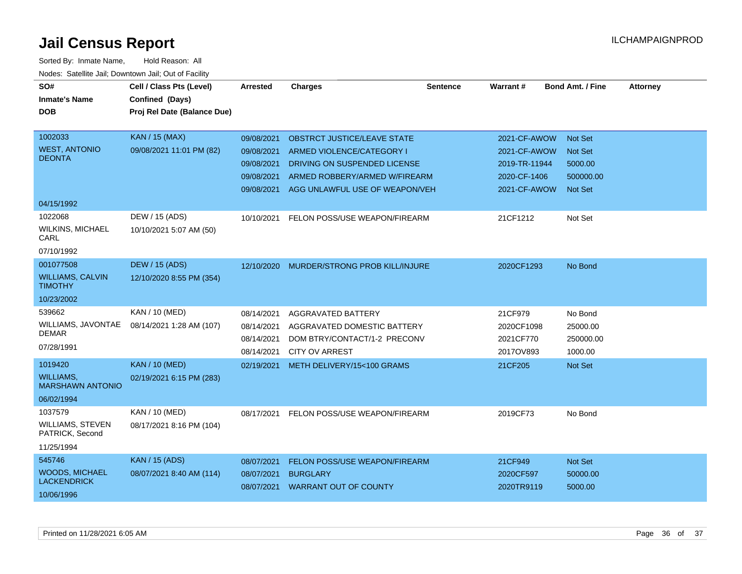# Jail Census Report

ILCHAMPAIGNPROD

Sorted By: Inmate Name, Hold Reason: All

Nodes: Satellite Jail; Downtown Jail; Out of Facility

| SO# / Inmate's Name / DOB | Cell / Class Pts (Level) / Confined (Days) / Proj Rel Date (Balance Due) | Arrested | Charges | Sentence | Warrant # | Bond Amt. / Fine | Attorney |
|---|---|---|---|---|---|---|---|
| 1002033 WEST, ANTONIO DEONTA 04/15/1992 | KAN / 15 (MAX) 09/08/2021 11:01 PM (82) | 09/08/2021 | OBSTRCT JUSTICE/LEAVE STATE | | 2021-CF-AWOW | Not Set | |
| | | 09/08/2021 | ARMED VIOLENCE/CATEGORY I | | 2021-CF-AWOW | Not Set | |
| | | 09/08/2021 | DRIVING ON SUSPENDED LICENSE | | 2019-TR-11944 | 5000.00 | |
| | | 09/08/2021 | ARMED ROBBERY/ARMED W/FIREARM | | 2020-CF-1406 | 500000.00 | |
| | | 09/08/2021 | AGG UNLAWFUL USE OF WEAPON/VEH | | 2021-CF-AWOW | Not Set | |
| 1022068 WILKINS, MICHAEL CARL 07/10/1992 | DEW / 15 (ADS) 10/10/2021 5:07 AM (50) | 10/10/2021 | FELON POSS/USE WEAPON/FIREARM | | 21CF1212 | Not Set | |
| 001077508 WILLIAMS, CALVIN TIMOTHY 10/23/2002 | DEW / 15 (ADS) 12/10/2020 8:55 PM (354) | 12/10/2020 | MURDER/STRONG PROB KILL/INJURE | | 2020CF1293 | No Bond | |
| 539662 WILLIAMS, JAVONTAE DEMAR 07/28/1991 | KAN / 10 (MED) 08/14/2021 1:28 AM (107) | 08/14/2021 | AGGRAVATED BATTERY | | 21CF979 | No Bond | |
| | | 08/14/2021 | AGGRAVATED DOMESTIC BATTERY | | 2020CF1098 | 25000.00 | |
| | | 08/14/2021 | DOM BTRY/CONTACT/1-2 PRECONV | | 2021CF770 | 250000.00 | |
| | | 08/14/2021 | CITY OV ARREST | | 2017OV893 | 1000.00 | |
| 1019420 WILLIAMS, MARSHAWN ANTONIO 06/02/1994 | KAN / 10 (MED) 02/19/2021 6:15 PM (283) | 02/19/2021 | METH DELIVERY/15<100 GRAMS | | 21CF205 | Not Set | |
| 1037579 WILLIAMS, STEVEN PATRICK, Second 11/25/1994 | KAN / 10 (MED) 08/17/2021 8:16 PM (104) | 08/17/2021 | FELON POSS/USE WEAPON/FIREARM | | 2019CF73 | No Bond | |
| 545746 WOODS, MICHAEL LACKENDRICK 10/06/1996 | KAN / 15 (ADS) 08/07/2021 8:40 AM (114) | 08/07/2021 | FELON POSS/USE WEAPON/FIREARM | | 21CF949 | Not Set | |
| | | 08/07/2021 | BURGLARY | | 2020CF597 | 50000.00 | |
| | | 08/07/2021 | WARRANT OUT OF COUNTY | | 2020TR9119 | 5000.00 | |

Printed on 11/28/2021 6:05 AM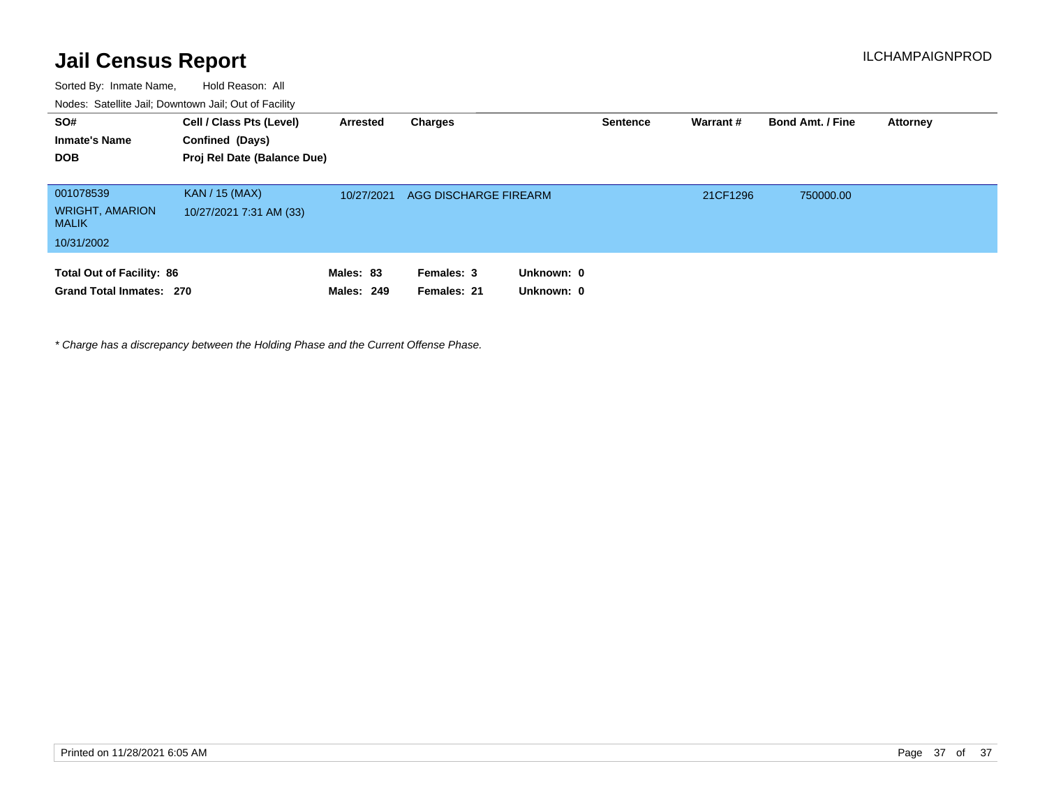# Jail Census Report

ILCHAMPAIGNPROD

Sorted By: Inmate Name, Hold Reason: All

Nodes: Satellite Jail; Downtown Jail; Out of Facility

| SO# / Inmate's Name / DOB | Cell / Class Pts (Level) / Confined (Days) / Proj Rel Date (Balance Due) | Arrested | Charges | Sentence | Warrant # | Bond Amt. / Fine | Attorney |
|---|---|---|---|---|---|---|---|
| 001078539<br>WRIGHT, AMARION MALIK<br>10/31/2002 | KAN / 15 (MAX)<br>10/27/2021 7:31 AM (33) | 10/27/2021 | AGG DISCHARGE FIREARM | | 21CF1296 | 750000.00 | |

| | | | |
|---|---|---|---|
| **Total Out of Facility: 86** | **Males: 83** | **Females: 3** | **Unknown: 0** |
| **Grand Total Inmates: 270** | **Males: 249** | **Females: 21** | **Unknown: 0** |

*\* Charge has a discrepancy between the Holding Phase and the Current Offense Phase.*

Printed on 11/28/2021 6:05 AM